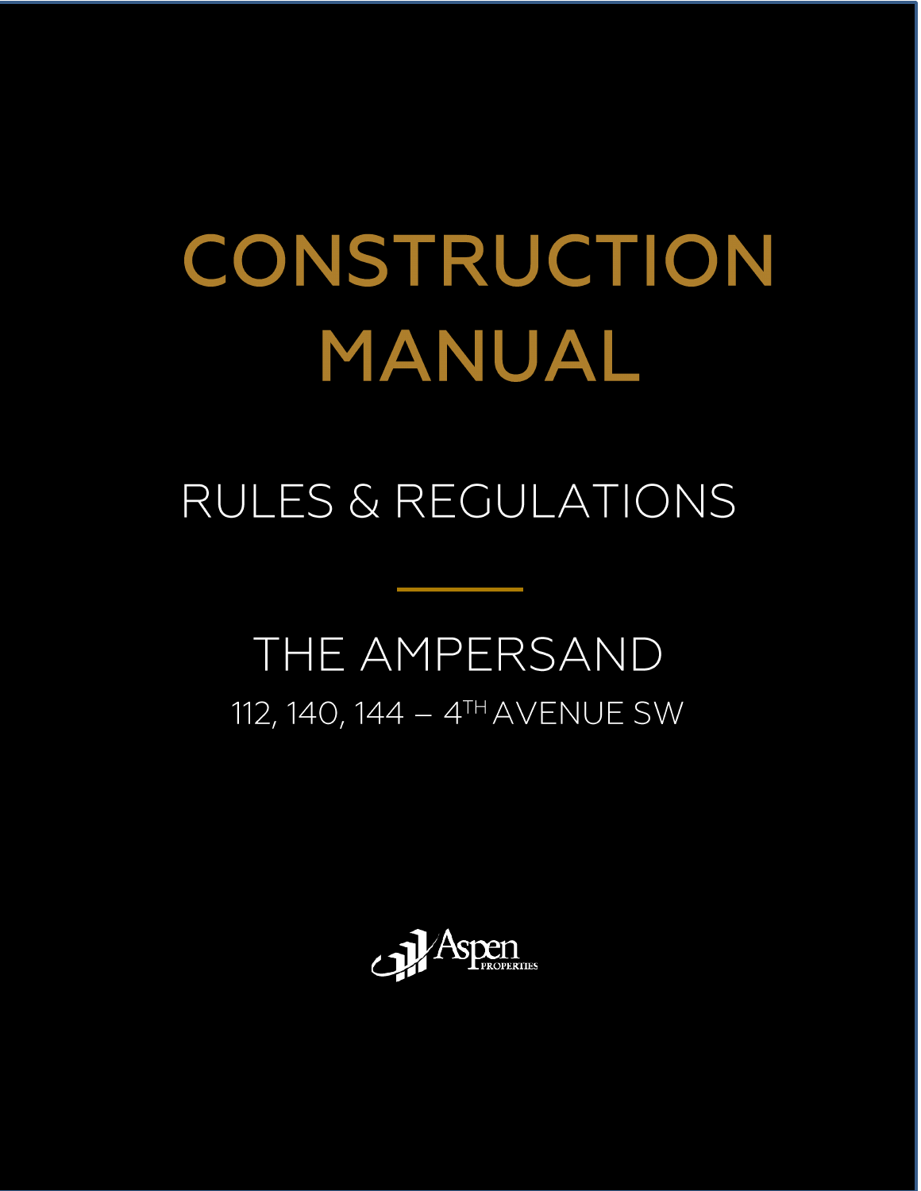# CONSTRUCTION MANUAL

## RULES & REGULATIONS

---

## THE AMPERSAND

112, 140, 144 – 4TH AVENUE SW

Aspen PROPERTIES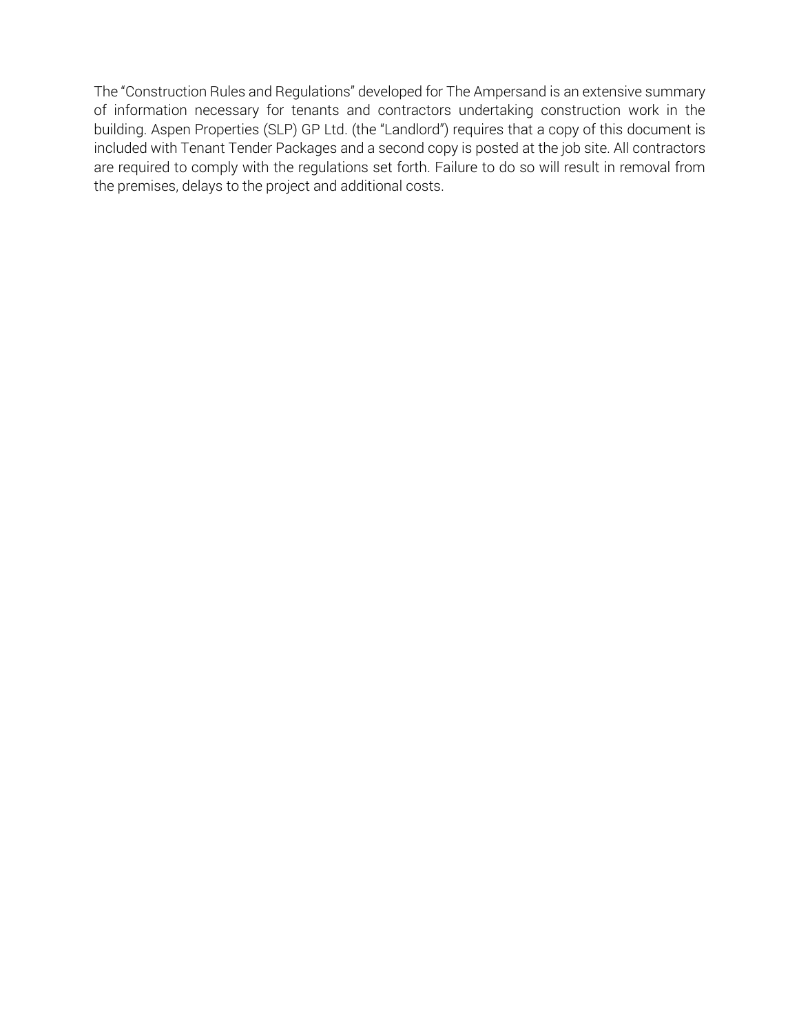The "Construction Rules and Regulations" developed for The Ampersand is an extensive summary of information necessary for tenants and contractors undertaking construction work in the building. Aspen Properties (SLP) GP Ltd. (the "Landlord") requires that a copy of this document is included with Tenant Tender Packages and a second copy is posted at the job site. All contractors are required to comply with the regulations set forth. Failure to do so will result in removal from the premises, delays to the project and additional costs.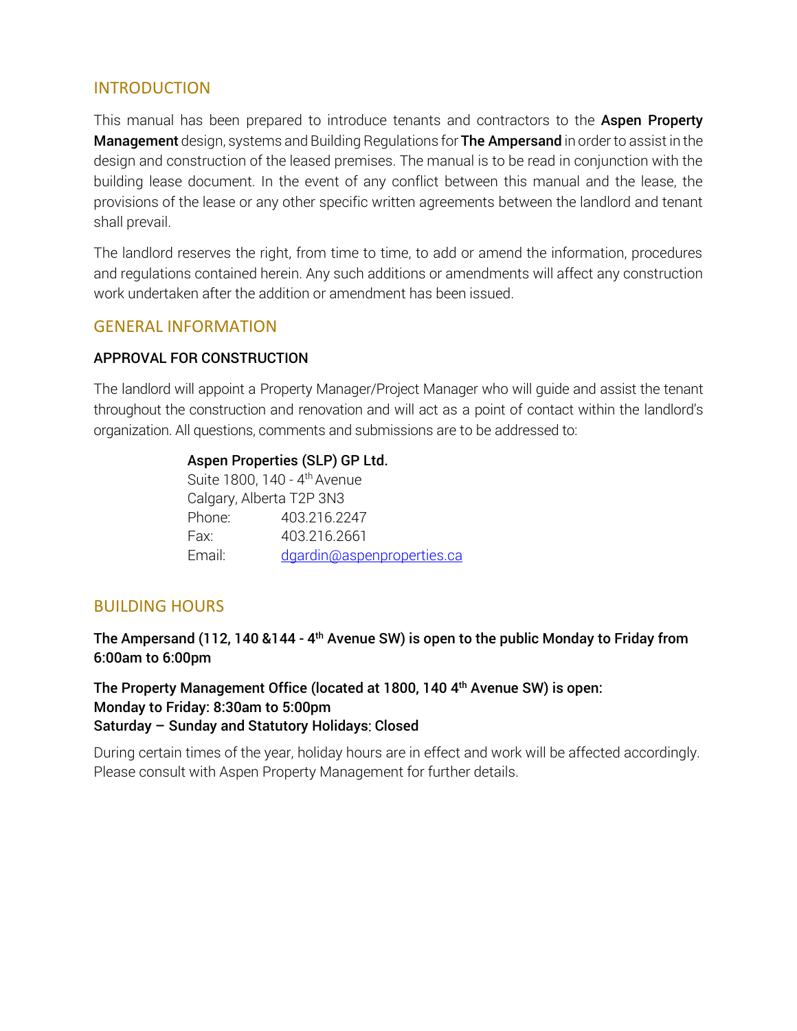## INTRODUCTION

This manual has been prepared to introduce tenants and contractors to the **Aspen Property Management** design, systems and Building Regulations for **The Ampersand** in order to assist in the design and construction of the leased premises. The manual is to be read in conjunction with the building lease document. In the event of any conflict between this manual and the lease, the provisions of the lease or any other specific written agreements between the landlord and tenant shall prevail.

The landlord reserves the right, from time to time, to add or amend the information, procedures and regulations contained herein. Any such additions or amendments will affect any construction work undertaken after the addition or amendment has been issued.

## GENERAL INFORMATION

### APPROVAL FOR CONSTRUCTION

The landlord will appoint a Property Manager/Project Manager who will guide and assist the tenant throughout the construction and renovation and will act as a point of contact within the landlord's organization. All questions, comments and submissions are to be addressed to:

**Aspen Properties (SLP) GP Ltd.**
Suite 1800, 140 - 4th Avenue
Calgary, Alberta T2P 3N3
Phone: 403.216.2247
Fax: 403.216.2661
Email: dgardin@aspenproperties.ca

## BUILDING HOURS

**The Ampersand (112, 140 &144 - 4th Avenue SW) is open to the public Monday to Friday from 6:00am to 6:00pm**

**The Property Management Office (located at 1800, 140 4th Avenue SW) is open:**
**Monday to Friday: 8:30am to 5:00pm**
**Saturday – Sunday and Statutory Holidays: Closed**

During certain times of the year, holiday hours are in effect and work will be affected accordingly. Please consult with Aspen Property Management for further details.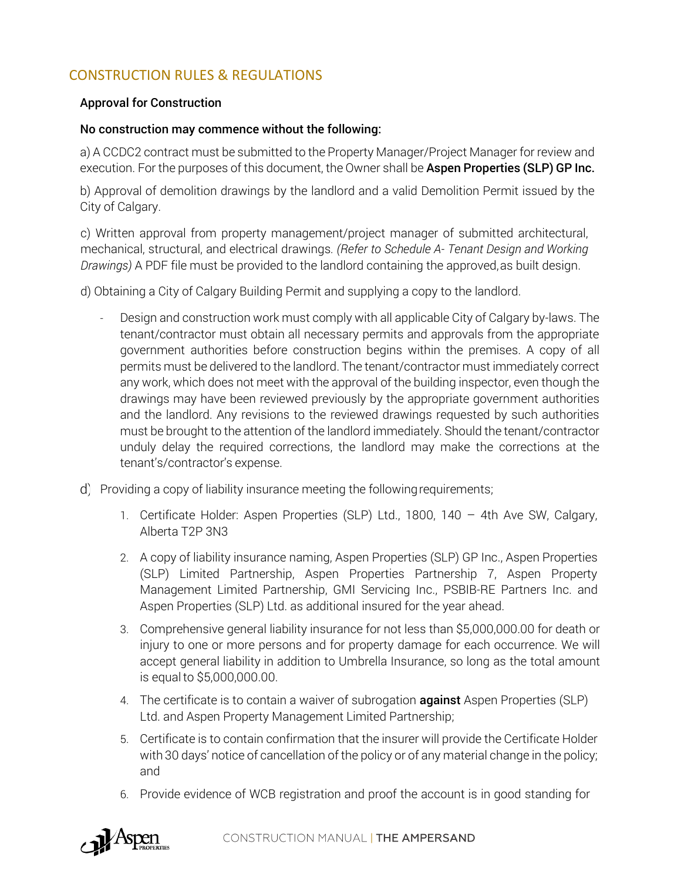## CONSTRUCTION RULES & REGULATIONS

### Approval for Construction

**No construction may commence without the following:**

a) A CCDC2 contract must be submitted to the Property Manager/Project Manager for review and execution. For the purposes of this document, the Owner shall be **Aspen Properties (SLP) GP Inc.**

b) Approval of demolition drawings by the landlord and a valid Demolition Permit issued by the City of Calgary.

c) Written approval from property management/project manager of submitted architectural, mechanical, structural, and electrical drawings. *(Refer to Schedule A- Tenant Design and Working Drawings)* A PDF file must be provided to the landlord containing the approved, as built design.

d) Obtaining a City of Calgary Building Permit and supplying a copy to the landlord.

- Design and construction work must comply with all applicable City of Calgary by-laws. The tenant/contractor must obtain all necessary permits and approvals from the appropriate government authorities before construction begins within the premises. A copy of all permits must be delivered to the landlord. The tenant/contractor must immediately correct any work, which does not meet with the approval of the building inspector, even though the drawings may have been reviewed previously by the appropriate government authorities and the landlord. Any revisions to the reviewed drawings requested by such authorities must be brought to the attention of the landlord immediately. Should the tenant/contractor unduly delay the required corrections, the landlord may make the corrections at the tenant's/contractor's expense.

d) Providing a copy of liability insurance meeting the following requirements;

1. Certificate Holder: Aspen Properties (SLP) Ltd., 1800, 140 – 4th Ave SW, Calgary, Alberta T2P 3N3
2. A copy of liability insurance naming, Aspen Properties (SLP) GP Inc., Aspen Properties (SLP) Limited Partnership, Aspen Properties Partnership 7, Aspen Property Management Limited Partnership, GMI Servicing Inc., PSBIB-RE Partners Inc. and Aspen Properties (SLP) Ltd. as additional insured for the year ahead.
3. Comprehensive general liability insurance for not less than $5,000,000.00 for death or injury to one or more persons and for property damage for each occurrence. We will accept general liability in addition to Umbrella Insurance, so long as the total amount is equal to $5,000,000.00.
4. The certificate is to contain a waiver of subrogation **against** Aspen Properties (SLP) Ltd. and Aspen Property Management Limited Partnership;
5. Certificate is to contain confirmation that the insurer will provide the Certificate Holder with 30 days' notice of cancellation of the policy or of any material change in the policy; and
6. Provide evidence of WCB registration and proof the account is in good standing for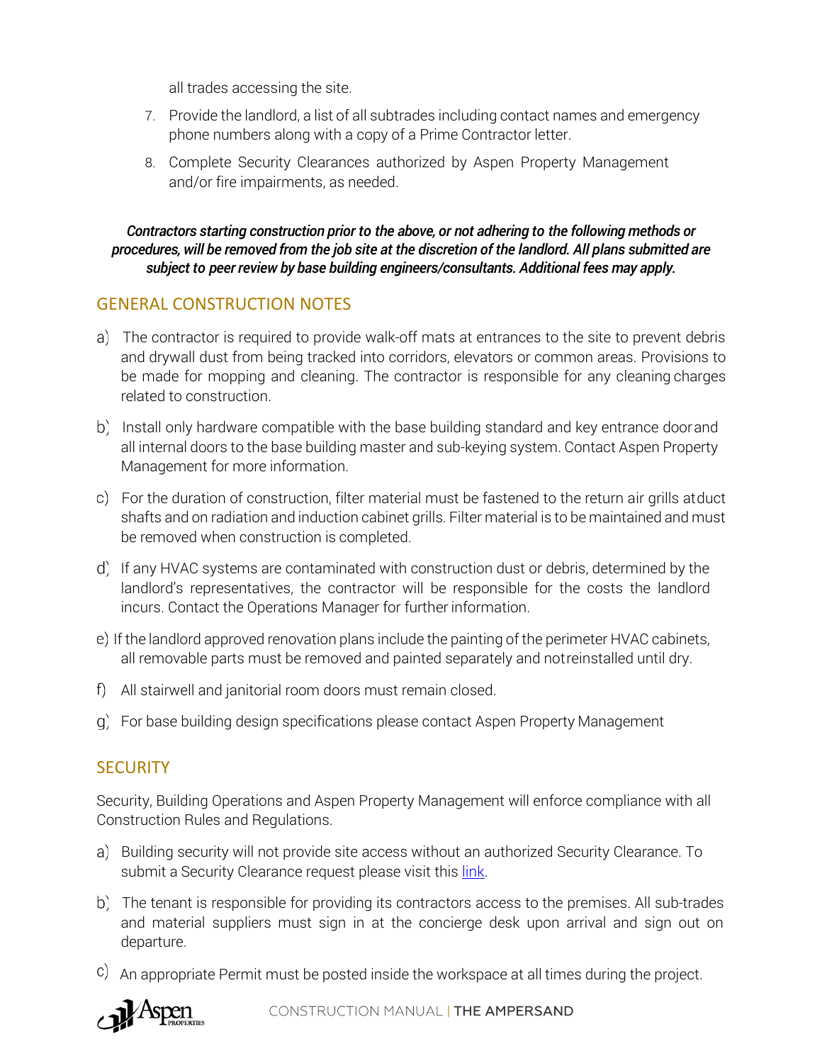all trades accessing the site.

7. Provide the landlord, a list of all subtrades including contact names and emergency phone numbers along with a copy of a Prime Contractor letter.
8. Complete Security Clearances authorized by Aspen Property Management and/or fire impairments, as needed.

***Contractors starting construction prior to the above, or not adhering to the following methods or procedures, will be removed from the job site at the discretion of the landlord. All plans submitted are subject to peer review by base building engineers/consultants. Additional fees may apply.***

## GENERAL CONSTRUCTION NOTES

a) The contractor is required to provide walk-off mats at entrances to the site to prevent debris and drywall dust from being tracked into corridors, elevators or common areas. Provisions to be made for mopping and cleaning. The contractor is responsible for any cleaning charges related to construction.

b) Install only hardware compatible with the base building standard and key entrance door and all internal doors to the base building master and sub-keying system. Contact Aspen Property Management for more information.

c) For the duration of construction, filter material must be fastened to the return air grills at duct shafts and on radiation and induction cabinet grills. Filter material is to be maintained and must be removed when construction is completed.

d) If any HVAC systems are contaminated with construction dust or debris, determined by the landlord's representatives, the contractor will be responsible for the costs the landlord incurs. Contact the Operations Manager for further information.

e) If the landlord approved renovation plans include the painting of the perimeter HVAC cabinets, all removable parts must be removed and painted separately and not reinstalled until dry.

f) All stairwell and janitorial room doors must remain closed.

g) For base building design specifications please contact Aspen Property Management

## SECURITY

Security, Building Operations and Aspen Property Management will enforce compliance with all Construction Rules and Regulations.

a) Building security will not provide site access without an authorized Security Clearance. To submit a Security Clearance request please visit this link.

b) The tenant is responsible for providing its contractors access to the premises. All sub-trades and material suppliers must sign in at the concierge desk upon arrival and sign out on departure.

c) An appropriate Permit must be posted inside the workspace at all times during the project.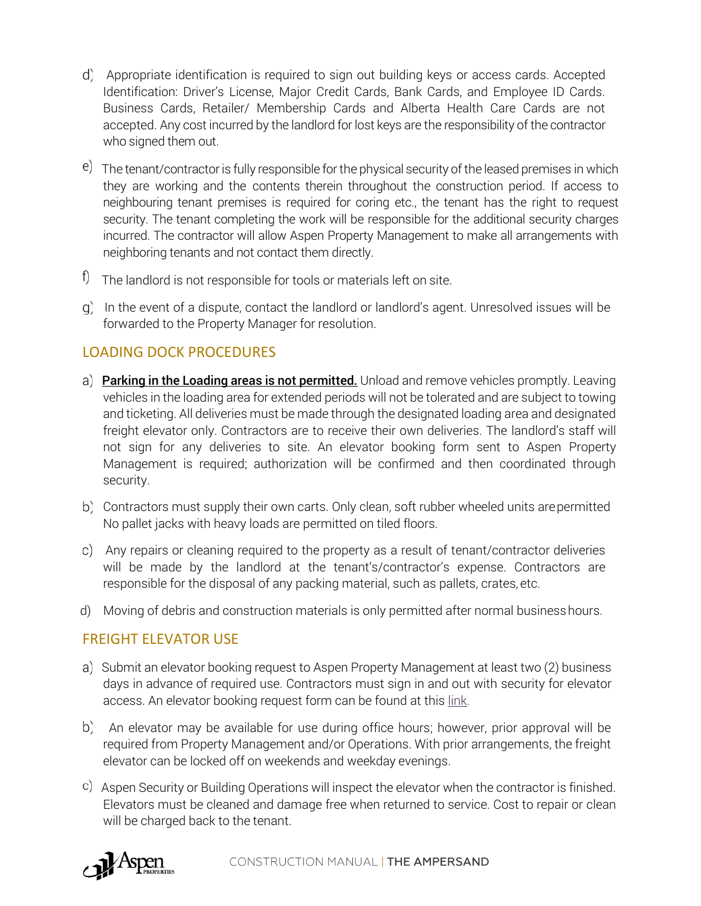d) Appropriate identification is required to sign out building keys or access cards. Accepted Identification: Driver's License, Major Credit Cards, Bank Cards, and Employee ID Cards. Business Cards, Retailer/ Membership Cards and Alberta Health Care Cards are not accepted. Any cost incurred by the landlord for lost keys are the responsibility of the contractor who signed them out.

e) The tenant/contractor is fully responsible for the physical security of the leased premises in which they are working and the contents therein throughout the construction period. If access to neighbouring tenant premises is required for coring etc., the tenant has the right to request security. The tenant completing the work will be responsible for the additional security charges incurred. The contractor will allow Aspen Property Management to make all arrangements with neighboring tenants and not contact them directly.

f) The landlord is not responsible for tools or materials left on site.

g) In the event of a dispute, contact the landlord or landlord's agent. Unresolved issues will be forwarded to the Property Manager for resolution.

## LOADING DOCK PROCEDURES

a) **<u>Parking in the Loading areas is not permitted.</u>** Unload and remove vehicles promptly. Leaving vehicles in the loading area for extended periods will not be tolerated and are subject to towing and ticketing. All deliveries must be made through the designated loading area and designated freight elevator only. Contractors are to receive their own deliveries. The landlord's staff will not sign for any deliveries to site. An elevator booking form sent to Aspen Property Management is required; authorization will be confirmed and then coordinated through security.

b) Contractors must supply their own carts. Only clean, soft rubber wheeled units are permitted No pallet jacks with heavy loads are permitted on tiled floors.

c) Any repairs or cleaning required to the property as a result of tenant/contractor deliveries will be made by the landlord at the tenant's/contractor's expense. Contractors are responsible for the disposal of any packing material, such as pallets, crates, etc.

d) Moving of debris and construction materials is only permitted after normal business hours.

## FREIGHT ELEVATOR USE

a) Submit an elevator booking request to Aspen Property Management at least two (2) business days in advance of required use. Contractors must sign in and out with security for elevator access. An elevator booking request form can be found at this link.

b) An elevator may be available for use during office hours; however, prior approval will be required from Property Management and/or Operations. With prior arrangements, the freight elevator can be locked off on weekends and weekday evenings.

c) Aspen Security or Building Operations will inspect the elevator when the contractor is finished. Elevators must be cleaned and damage free when returned to service. Cost to repair or clean will be charged back to the tenant.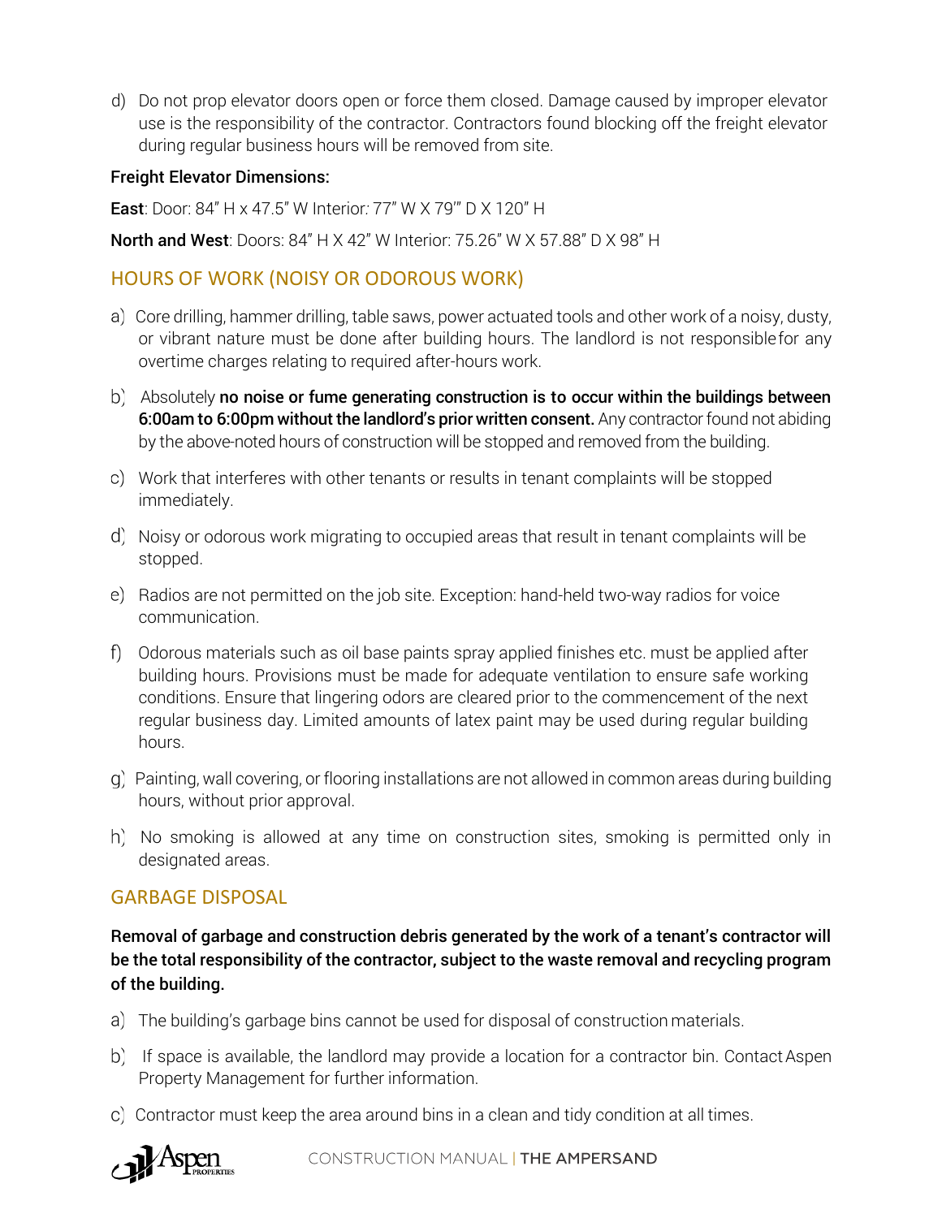d) Do not prop elevator doors open or force them closed. Damage caused by improper elevator use is the responsibility of the contractor. Contractors found blocking off the freight elevator during regular business hours will be removed from site.

**Freight Elevator Dimensions:**

**East**: Door: 84" H x 47.5" W Interior: 77" W X 79'" D X 120" H

**North and West**: Doors: 84" H X 42" W Interior: 75.26" W X 57.88" D X 98" H

## HOURS OF WORK (NOISY OR ODOROUS WORK)

a) Core drilling, hammer drilling, table saws, power actuated tools and other work of a noisy, dusty, or vibrant nature must be done after building hours. The landlord is not responsible for any overtime charges relating to required after-hours work.

b) Absolutely **no noise or fume generating construction is to occur within the buildings between 6:00am to 6:00pm without the landlord's prior written consent.** Any contractor found not abiding by the above-noted hours of construction will be stopped and removed from the building.

c) Work that interferes with other tenants or results in tenant complaints will be stopped immediately.

d) Noisy or odorous work migrating to occupied areas that result in tenant complaints will be stopped.

e) Radios are not permitted on the job site. Exception: hand-held two-way radios for voice communication.

f) Odorous materials such as oil base paints spray applied finishes etc. must be applied after building hours. Provisions must be made for adequate ventilation to ensure safe working conditions. Ensure that lingering odors are cleared prior to the commencement of the next regular business day. Limited amounts of latex paint may be used during regular building hours.

g) Painting, wall covering, or flooring installations are not allowed in common areas during building hours, without prior approval.

h) No smoking is allowed at any time on construction sites, smoking is permitted only in designated areas.

## GARBAGE DISPOSAL

**Removal of garbage and construction debris generated by the work of a tenant's contractor will be the total responsibility of the contractor, subject to the waste removal and recycling program of the building.**

a) The building's garbage bins cannot be used for disposal of construction materials.

b) If space is available, the landlord may provide a location for a contractor bin. Contact Aspen Property Management for further information.

c) Contractor must keep the area around bins in a clean and tidy condition at all times.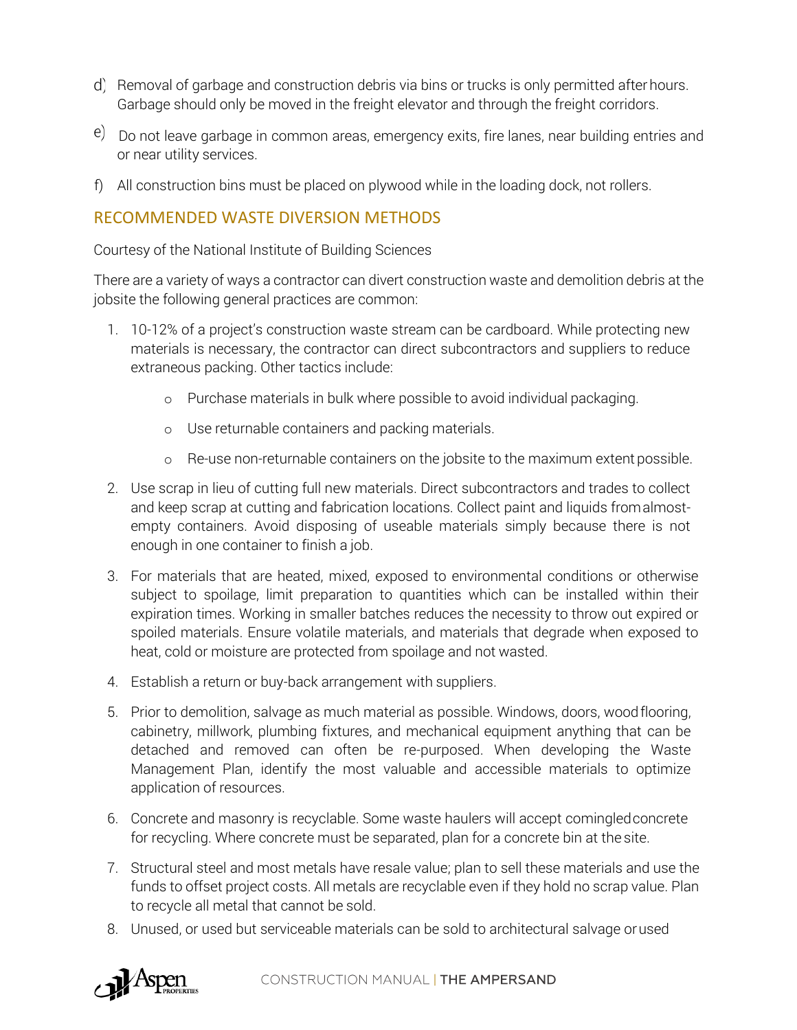d) Removal of garbage and construction debris via bins or trucks is only permitted after hours. Garbage should only be moved in the freight elevator and through the freight corridors.

e) Do not leave garbage in common areas, emergency exits, fire lanes, near building entries and or near utility services.

f) All construction bins must be placed on plywood while in the loading dock, not rollers.

## RECOMMENDED WASTE DIVERSION METHODS

Courtesy of the National Institute of Building Sciences

There are a variety of ways a contractor can divert construction waste and demolition debris at the jobsite the following general practices are common:

1. 10-12% of a project's construction waste stream can be cardboard. While protecting new materials is necessary, the contractor can direct subcontractors and suppliers to reduce extraneous packing. Other tactics include:
    - Purchase materials in bulk where possible to avoid individual packaging.
    - Use returnable containers and packing materials.
    - Re-use non-returnable containers on the jobsite to the maximum extent possible.
2. Use scrap in lieu of cutting full new materials. Direct subcontractors and trades to collect and keep scrap at cutting and fabrication locations. Collect paint and liquids from almost-empty containers. Avoid disposing of useable materials simply because there is not enough in one container to finish a job.
3. For materials that are heated, mixed, exposed to environmental conditions or otherwise subject to spoilage, limit preparation to quantities which can be installed within their expiration times. Working in smaller batches reduces the necessity to throw out expired or spoiled materials. Ensure volatile materials, and materials that degrade when exposed to heat, cold or moisture are protected from spoilage and not wasted.
4. Establish a return or buy-back arrangement with suppliers.
5. Prior to demolition, salvage as much material as possible. Windows, doors, wood flooring, cabinetry, millwork, plumbing fixtures, and mechanical equipment anything that can be detached and removed can often be re-purposed. When developing the Waste Management Plan, identify the most valuable and accessible materials to optimize application of resources.
6. Concrete and masonry is recyclable. Some waste haulers will accept comingled concrete for recycling. Where concrete must be separated, plan for a concrete bin at the site.
7. Structural steel and most metals have resale value; plan to sell these materials and use the funds to offset project costs. All metals are recyclable even if they hold no scrap value. Plan to recycle all metal that cannot be sold.
8. Unused, or used but serviceable materials can be sold to architectural salvage or used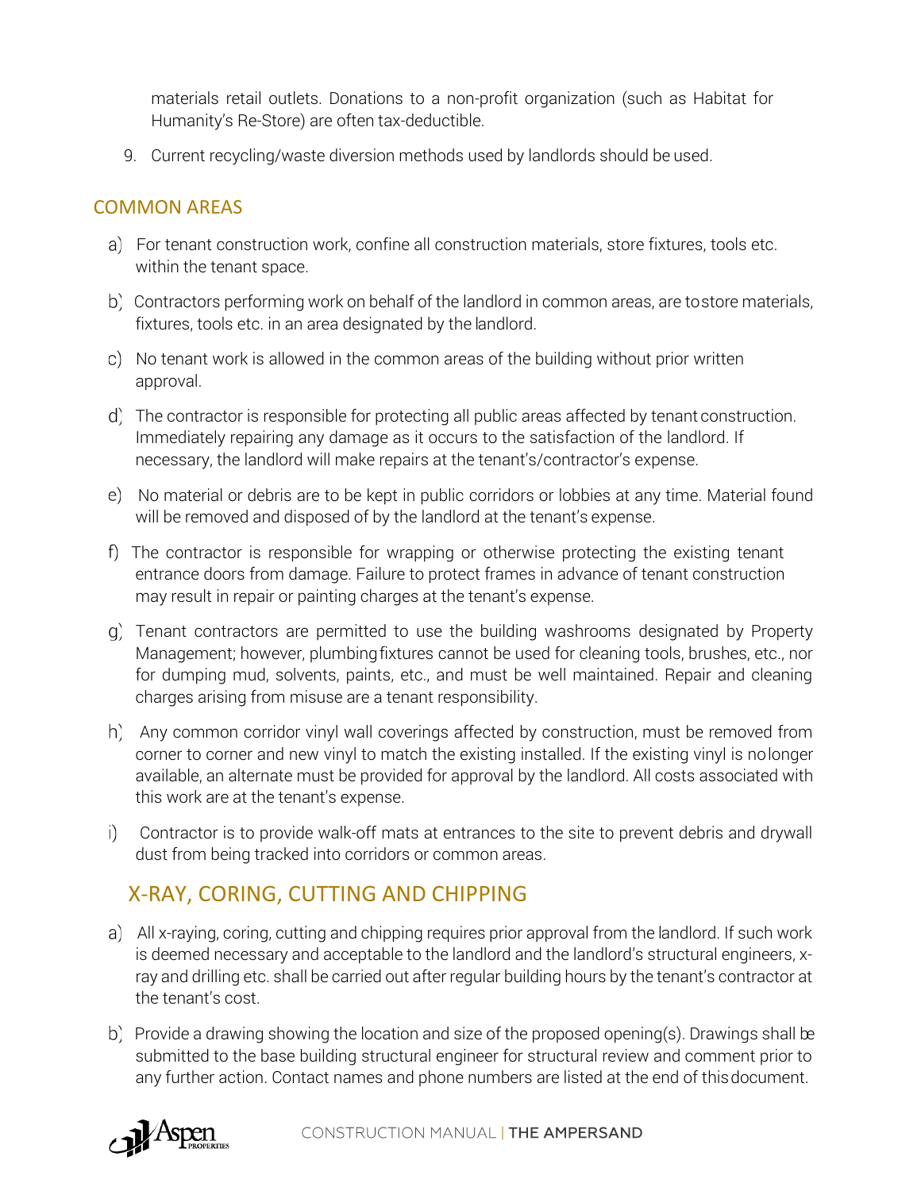materials retail outlets. Donations to a non-profit organization (such as Habitat for Humanity's Re-Store) are often tax-deductible.

9. Current recycling/waste diversion methods used by landlords should be used.

## COMMON AREAS

a) For tenant construction work, confine all construction materials, store fixtures, tools etc. within the tenant space.

b) Contractors performing work on behalf of the landlord in common areas, are to store materials, fixtures, tools etc. in an area designated by the landlord.

c) No tenant work is allowed in the common areas of the building without prior written approval.

d) The contractor is responsible for protecting all public areas affected by tenant construction. Immediately repairing any damage as it occurs to the satisfaction of the landlord. If necessary, the landlord will make repairs at the tenant's/contractor's expense.

e) No material or debris are to be kept in public corridors or lobbies at any time. Material found will be removed and disposed of by the landlord at the tenant's expense.

f) The contractor is responsible for wrapping or otherwise protecting the existing tenant entrance doors from damage. Failure to protect frames in advance of tenant construction may result in repair or painting charges at the tenant's expense.

g) Tenant contractors are permitted to use the building washrooms designated by Property Management; however, plumbing fixtures cannot be used for cleaning tools, brushes, etc., nor for dumping mud, solvents, paints, etc., and must be well maintained. Repair and cleaning charges arising from misuse are a tenant responsibility.

h) Any common corridor vinyl wall coverings affected by construction, must be removed from corner to corner and new vinyl to match the existing installed. If the existing vinyl is no longer available, an alternate must be provided for approval by the landlord. All costs associated with this work are at the tenant's expense.

i) Contractor is to provide walk-off mats at entrances to the site to prevent debris and drywall dust from being tracked into corridors or common areas.

## X-RAY, CORING, CUTTING AND CHIPPING

a) All x-raying, coring, cutting and chipping requires prior approval from the landlord. If such work is deemed necessary and acceptable to the landlord and the landlord's structural engineers, x-ray and drilling etc. shall be carried out after regular building hours by the tenant's contractor at the tenant's cost.

b) Provide a drawing showing the location and size of the proposed opening(s). Drawings shall be submitted to the base building structural engineer for structural review and comment prior to any further action. Contact names and phone numbers are listed at the end of this document.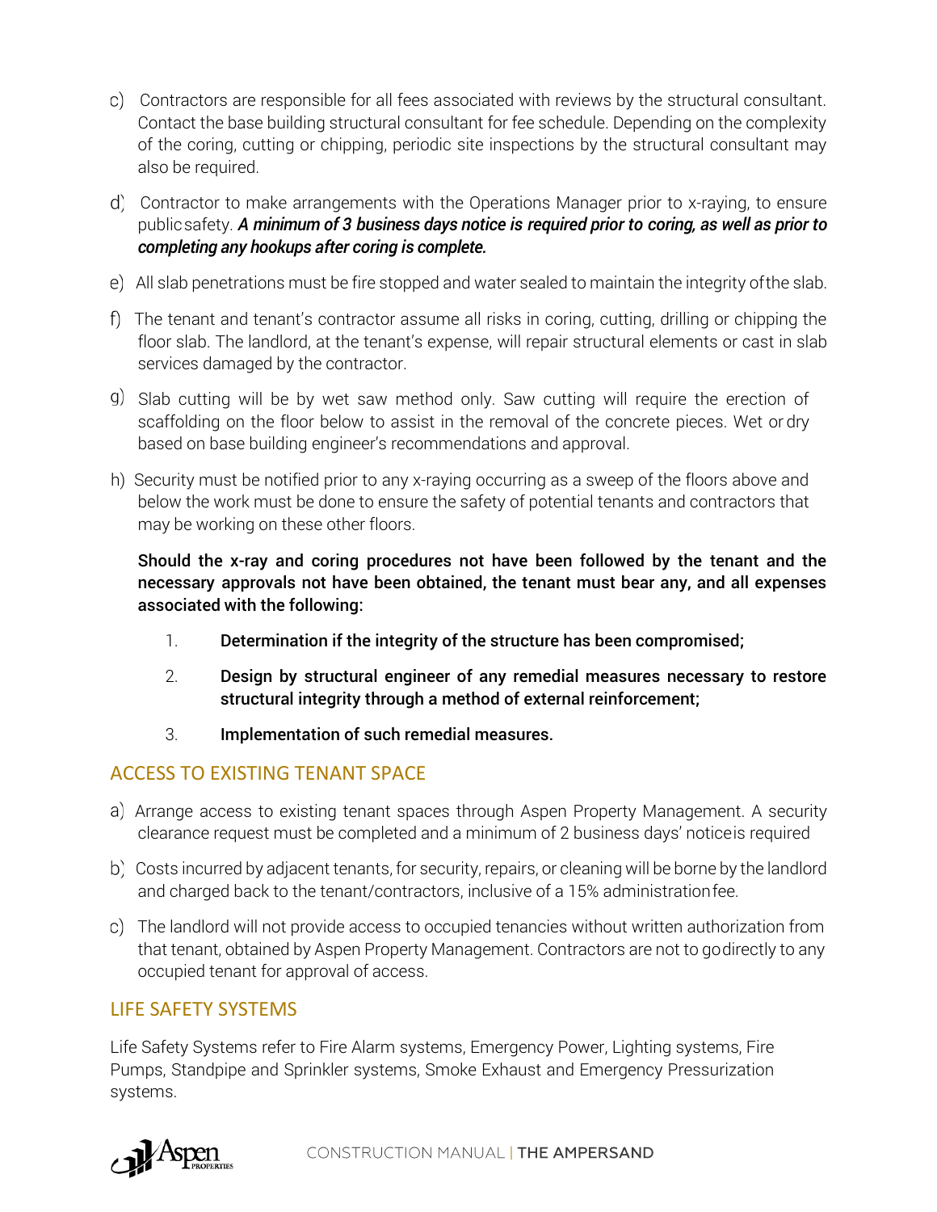c) Contractors are responsible for all fees associated with reviews by the structural consultant. Contact the base building structural consultant for fee schedule. Depending on the complexity of the coring, cutting or chipping, periodic site inspections by the structural consultant may also be required.

d) Contractor to make arrangements with the Operations Manager prior to x-raying, to ensure public safety. ***A minimum of 3 business days notice is required prior to coring, as well as prior to completing any hookups after coring is complete.***

e) All slab penetrations must be fire stopped and water sealed to maintain the integrity of the slab.

f) The tenant and tenant's contractor assume all risks in coring, cutting, drilling or chipping the floor slab. The landlord, at the tenant's expense, will repair structural elements or cast in slab services damaged by the contractor.

g) Slab cutting will be by wet saw method only. Saw cutting will require the erection of scaffolding on the floor below to assist in the removal of the concrete pieces. Wet or dry based on base building engineer's recommendations and approval.

h) Security must be notified prior to any x-raying occurring as a sweep of the floors above and below the work must be done to ensure the safety of potential tenants and contractors that may be working on these other floors.

**Should the x-ray and coring procedures not have been followed by the tenant and the necessary approvals not have been obtained, the tenant must bear any, and all expenses associated with the following:**

1. **Determination if the integrity of the structure has been compromised;**
2. **Design by structural engineer of any remedial measures necessary to restore structural integrity through a method of external reinforcement;**
3. **Implementation of such remedial measures.**

## ACCESS TO EXISTING TENANT SPACE

a) Arrange access to existing tenant spaces through Aspen Property Management. A security clearance request must be completed and a minimum of 2 business days' notice is required

b) Costs incurred by adjacent tenants, for security, repairs, or cleaning will be borne by the landlord and charged back to the tenant/contractors, inclusive of a 15% administration fee.

c) The landlord will not provide access to occupied tenancies without written authorization from that tenant, obtained by Aspen Property Management. Contractors are not to go directly to any occupied tenant for approval of access.

## LIFE SAFETY SYSTEMS

Life Safety Systems refer to Fire Alarm systems, Emergency Power, Lighting systems, Fire Pumps, Standpipe and Sprinkler systems, Smoke Exhaust and Emergency Pressurization systems.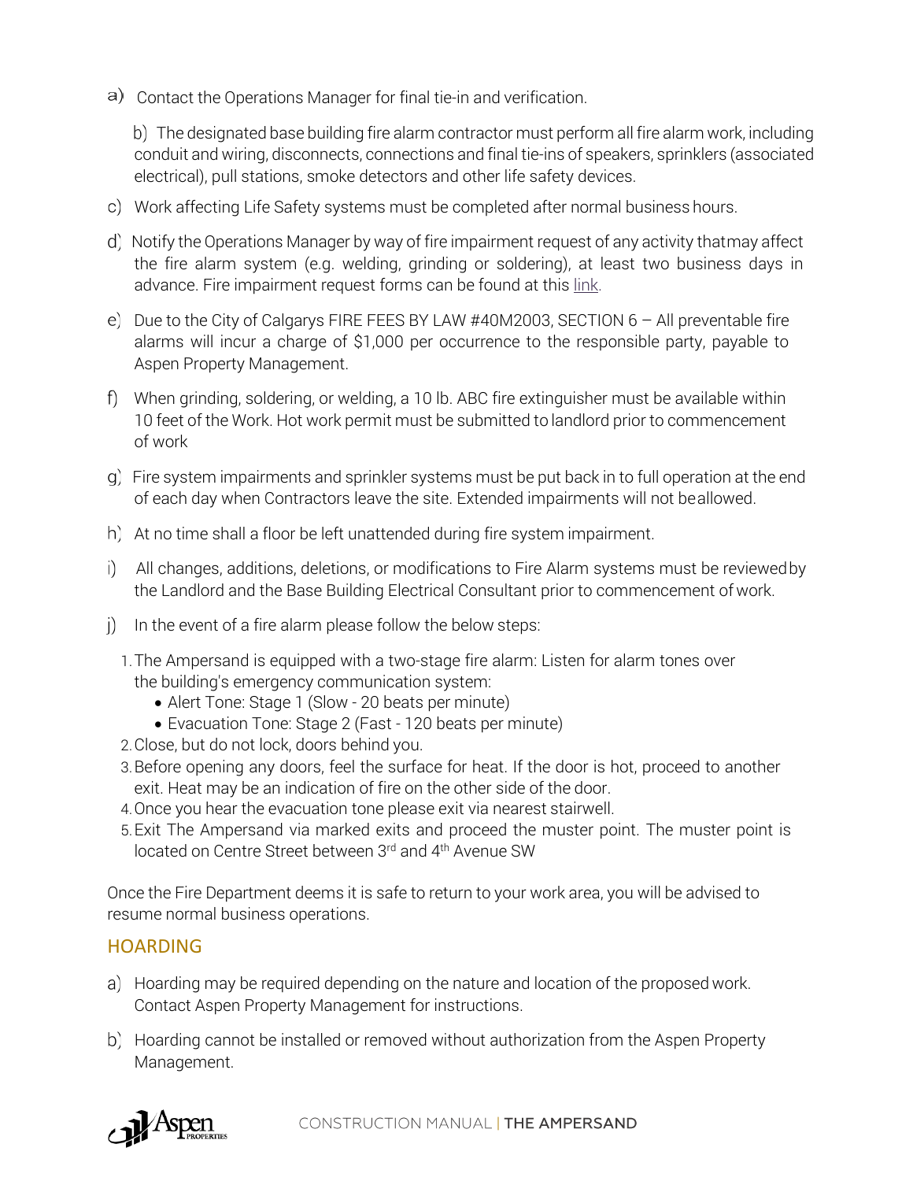a) Contact the Operations Manager for final tie-in and verification.

b) The designated base building fire alarm contractor must perform all fire alarm work, including conduit and wiring, disconnects, connections and final tie-ins of speakers, sprinklers (associated electrical), pull stations, smoke detectors and other life safety devices.

c) Work affecting Life Safety systems must be completed after normal business hours.

d) Notify the Operations Manager by way of fire impairment request of any activity thatmay affect the fire alarm system (e.g. welding, grinding or soldering), at least two business days in advance. Fire impairment request forms can be found at this link.

e) Due to the City of Calgarys FIRE FEES BY LAW #40M2003, SECTION 6 – All preventable fire alarms will incur a charge of $1,000 per occurrence to the responsible party, payable to Aspen Property Management.

f) When grinding, soldering, or welding, a 10 lb. ABC fire extinguisher must be available within 10 feet of the Work. Hot work permit must be submitted to landlord prior to commencement of work

g) Fire system impairments and sprinkler systems must be put back in to full operation at the end of each day when Contractors leave the site. Extended impairments will not beallowed.

h) At no time shall a floor be left unattended during fire system impairment.

i) All changes, additions, deletions, or modifications to Fire Alarm systems must be reviewedby the Landlord and the Base Building Electrical Consultant prior to commencement of work.

j) In the event of a fire alarm please follow the below steps:

1. The Ampersand is equipped with a two-stage fire alarm: Listen for alarm tones over the building's emergency communication system:
   - Alert Tone: Stage 1 (Slow - 20 beats per minute)
   - Evacuation Tone: Stage 2 (Fast - 120 beats per minute)
2. Close, but do not lock, doors behind you.
3. Before opening any doors, feel the surface for heat. If the door is hot, proceed to another exit. Heat may be an indication of fire on the other side of the door.
4. Once you hear the evacuation tone please exit via nearest stairwell.
5. Exit The Ampersand via marked exits and proceed the muster point. The muster point is located on Centre Street between 3rd and 4th Avenue SW

Once the Fire Department deems it is safe to return to your work area, you will be advised to resume normal business operations.

## HOARDING

a) Hoarding may be required depending on the nature and location of the proposed work. Contact Aspen Property Management for instructions.

b) Hoarding cannot be installed or removed without authorization from the Aspen Property Management.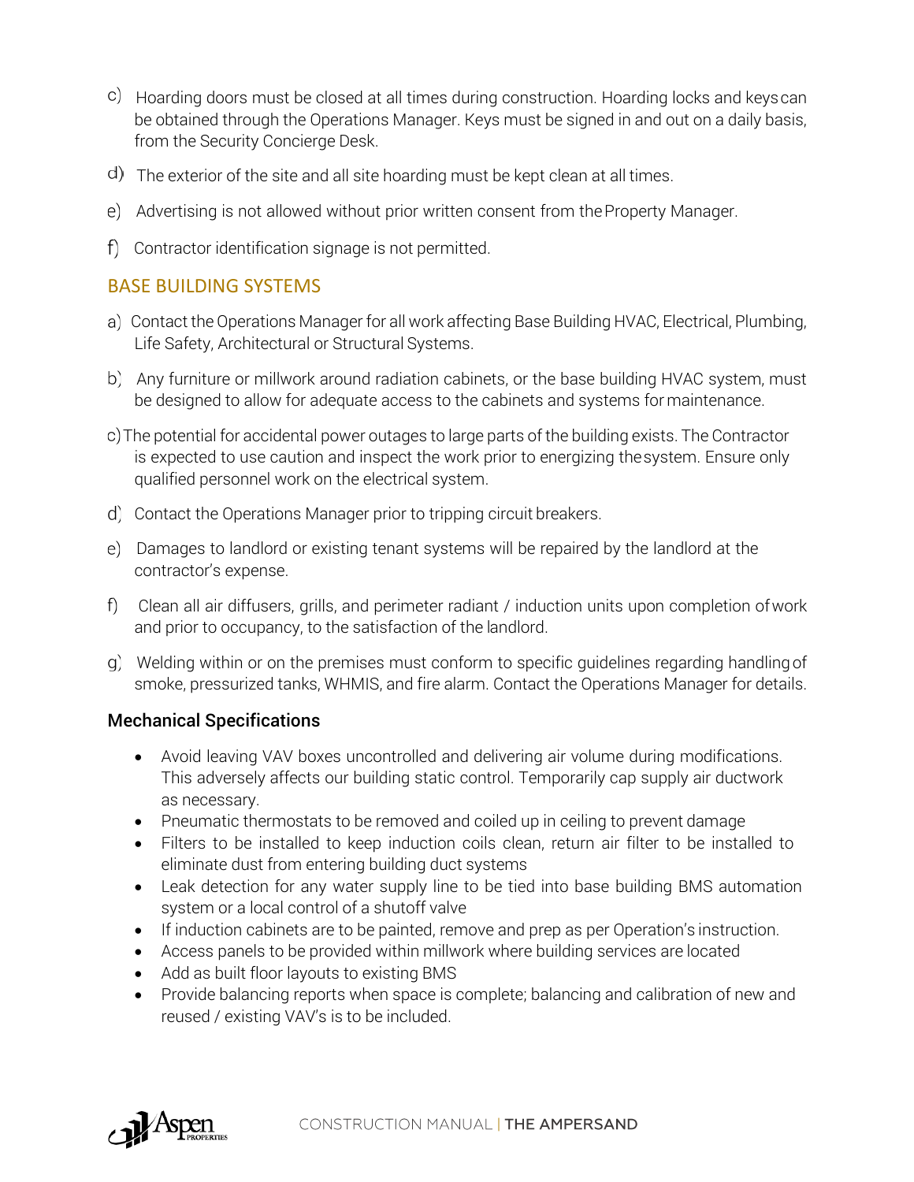c) Hoarding doors must be closed at all times during construction. Hoarding locks and keys can be obtained through the Operations Manager. Keys must be signed in and out on a daily basis, from the Security Concierge Desk.

d) The exterior of the site and all site hoarding must be kept clean at all times.

e) Advertising is not allowed without prior written consent from the Property Manager.

f) Contractor identification signage is not permitted.

## BASE BUILDING SYSTEMS

a) Contact the Operations Manager for all work affecting Base Building HVAC, Electrical, Plumbing, Life Safety, Architectural or Structural Systems.

b) Any furniture or millwork around radiation cabinets, or the base building HVAC system, must be designed to allow for adequate access to the cabinets and systems for maintenance.

c) The potential for accidental power outages to large parts of the building exists. The Contractor is expected to use caution and inspect the work prior to energizing the system. Ensure only qualified personnel work on the electrical system.

d) Contact the Operations Manager prior to tripping circuit breakers.

e) Damages to landlord or existing tenant systems will be repaired by the landlord at the contractor's expense.

f) Clean all air diffusers, grills, and perimeter radiant / induction units upon completion of work and prior to occupancy, to the satisfaction of the landlord.

g) Welding within or on the premises must conform to specific guidelines regarding handling of smoke, pressurized tanks, WHMIS, and fire alarm. Contact the Operations Manager for details.

### Mechanical Specifications

- Avoid leaving VAV boxes uncontrolled and delivering air volume during modifications. This adversely affects our building static control. Temporarily cap supply air ductwork as necessary.
- Pneumatic thermostats to be removed and coiled up in ceiling to prevent damage
- Filters to be installed to keep induction coils clean, return air filter to be installed to eliminate dust from entering building duct systems
- Leak detection for any water supply line to be tied into base building BMS automation system or a local control of a shutoff valve
- If induction cabinets are to be painted, remove and prep as per Operation's instruction.
- Access panels to be provided within millwork where building services are located
- Add as built floor layouts to existing BMS
- Provide balancing reports when space is complete; balancing and calibration of new and reused / existing VAV's is to be included.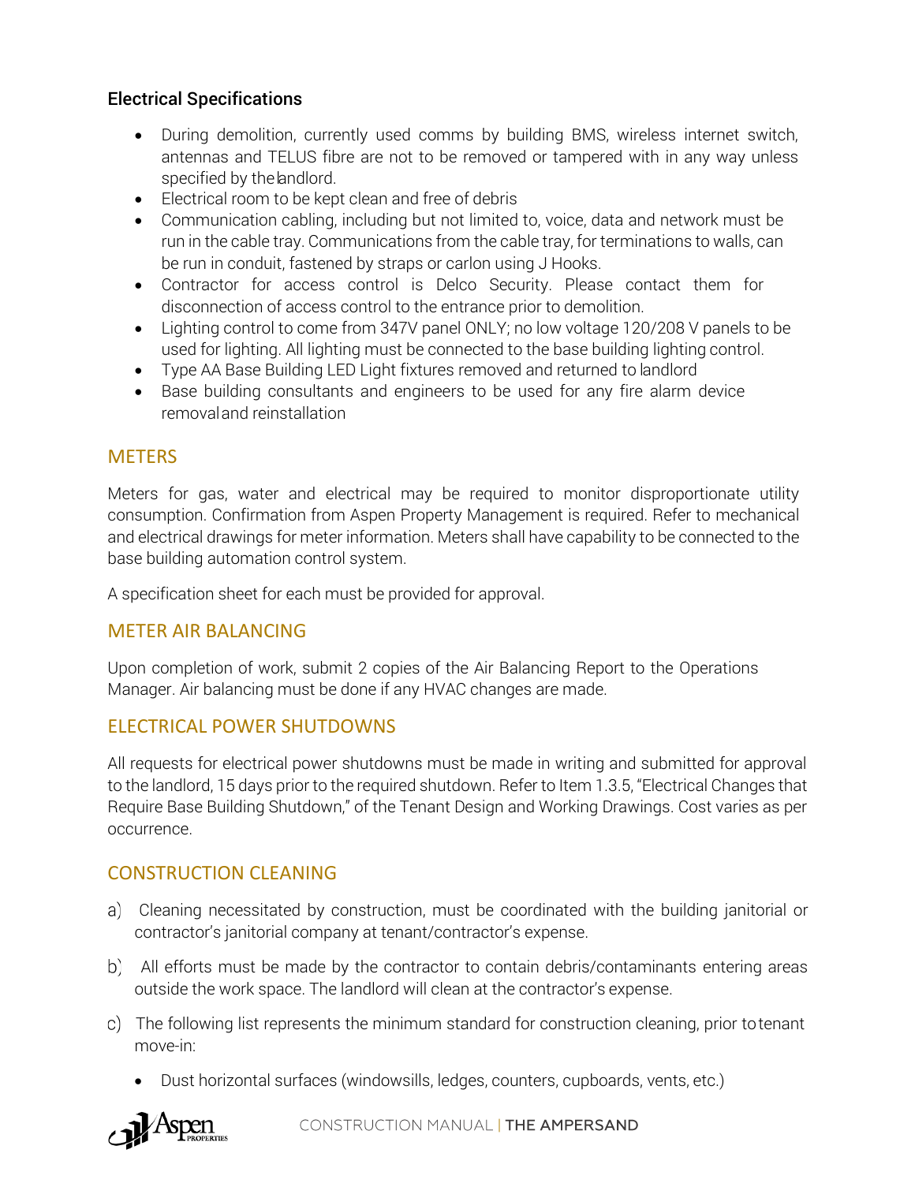### Electrical Specifications

- During demolition, currently used comms by building BMS, wireless internet switch, antennas and TELUS fibre are not to be removed or tampered with in any way unless specified by the landlord.
- Electrical room to be kept clean and free of debris
- Communication cabling, including but not limited to, voice, data and network must be run in the cable tray. Communications from the cable tray, for terminations to walls, can be run in conduit, fastened by straps or carlon using J Hooks.
- Contractor for access control is Delco Security. Please contact them for disconnection of access control to the entrance prior to demolition.
- Lighting control to come from 347V panel ONLY; no low voltage 120/208 V panels to be used for lighting. All lighting must be connected to the base building lighting control.
- Type AA Base Building LED Light fixtures removed and returned to landlord
- Base building consultants and engineers to be used for any fire alarm device removal and reinstallation

## METERS

Meters for gas, water and electrical may be required to monitor disproportionate utility consumption. Confirmation from Aspen Property Management is required. Refer to mechanical and electrical drawings for meter information. Meters shall have capability to be connected to the base building automation control system.

A specification sheet for each must be provided for approval.

## METER AIR BALANCING

Upon completion of work, submit 2 copies of the Air Balancing Report to the Operations Manager. Air balancing must be done if any HVAC changes are made.

## ELECTRICAL POWER SHUTDOWNS

All requests for electrical power shutdowns must be made in writing and submitted for approval to the landlord, 15 days prior to the required shutdown. Refer to Item 1.3.5, "Electrical Changes that Require Base Building Shutdown," of the Tenant Design and Working Drawings. Cost varies as per occurrence.

## CONSTRUCTION CLEANING

a) Cleaning necessitated by construction, must be coordinated with the building janitorial or contractor's janitorial company at tenant/contractor's expense.

b) All efforts must be made by the contractor to contain debris/contaminants entering areas outside the work space. The landlord will clean at the contractor's expense.

c) The following list represents the minimum standard for construction cleaning, prior to tenant move-in:

- Dust horizontal surfaces (windowsills, ledges, counters, cupboards, vents, etc.)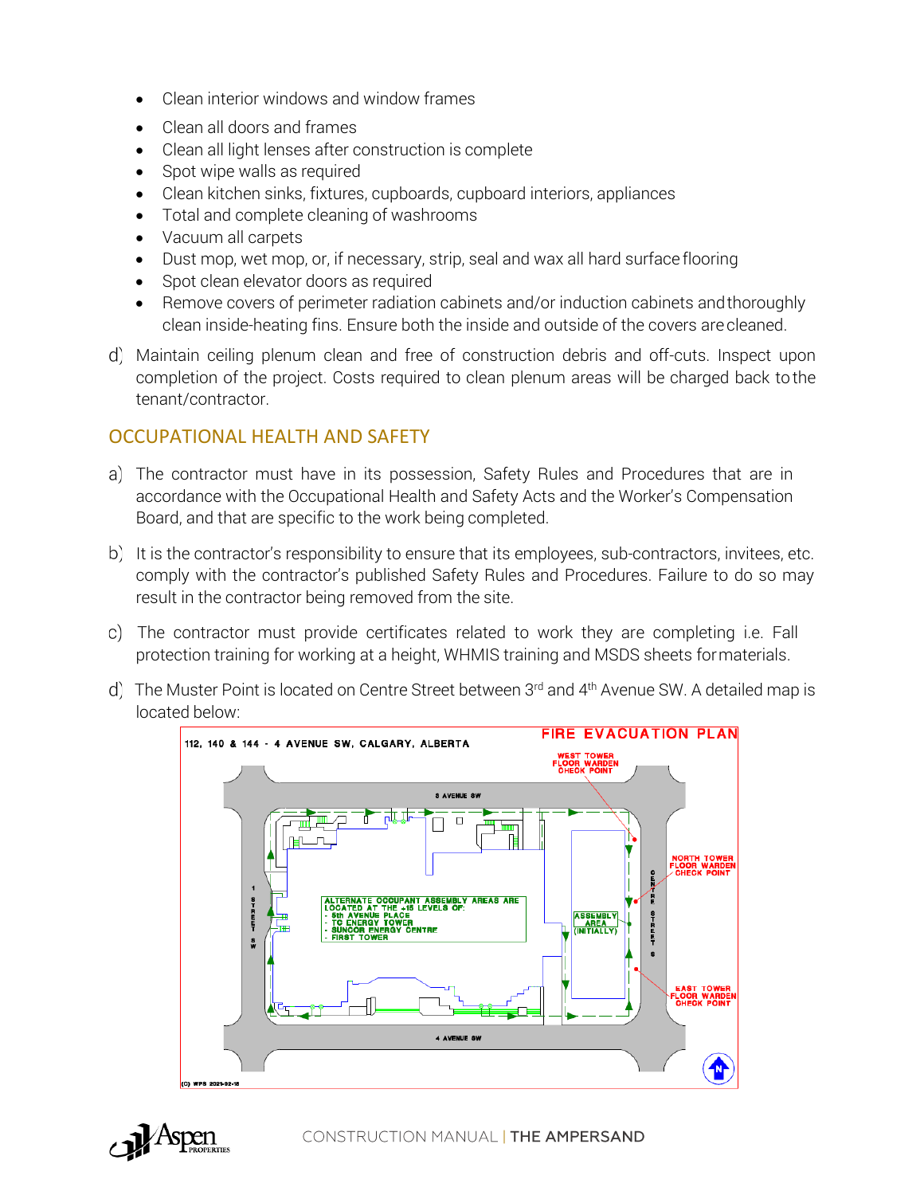- Clean interior windows and window frames
- Clean all doors and frames
- Clean all light lenses after construction is complete
- Spot wipe walls as required
- Clean kitchen sinks, fixtures, cupboards, cupboard interiors, appliances
- Total and complete cleaning of washrooms
- Vacuum all carpets
- Dust mop, wet mop, or, if necessary, strip, seal and wax all hard surface flooring
- Spot clean elevator doors as required
- Remove covers of perimeter radiation cabinets and/or induction cabinets and thoroughly clean inside-heating fins. Ensure both the inside and outside of the covers are cleaned.

d) Maintain ceiling plenum clean and free of construction debris and off-cuts. Inspect upon completion of the project. Costs required to clean plenum areas will be charged back to the tenant/contractor.

## OCCUPATIONAL HEALTH AND SAFETY

a) The contractor must have in its possession, Safety Rules and Procedures that are in accordance with the Occupational Health and Safety Acts and the Worker's Compensation Board, and that are specific to the work being completed.

b) It is the contractor's responsibility to ensure that its employees, sub-contractors, invitees, etc. comply with the contractor's published Safety Rules and Procedures. Failure to do so may result in the contractor being removed from the site.

c) The contractor must provide certificates related to work they are completing i.e. Fall protection training for working at a height, WHMIS training and MSDS sheets for materials.

d) The Muster Point is located on Centre Street between 3rd and 4th Avenue SW. A detailed map is located below:

FIRE EVACUATION PLAN

112, 140 & 144 - 4 AVENUE SW, CALGARY, ALBERTA

WEST TOWER FLOOR WARDEN CHECK POINT

3 AVENUE SW

NORTH TOWER FLOOR WARDEN CHECK POINT

CENTRE STREET S

1 STREET SW

ALTERNATE OCCUPANT ASSEMBLY AREAS ARE LOCATED AT THE +15 LEVELS OF:
- 5th AVENUE PLACE
- TC ENERGY TOWER
- SUNCOR ENERGY CENTRE
- FIRST TOWER

ASSEMBLY AREA (INITIALLY)

EAST TOWER FLOOR WARDEN CHECK POINT

4 AVENUE SW

(C) WPS 2021-02-18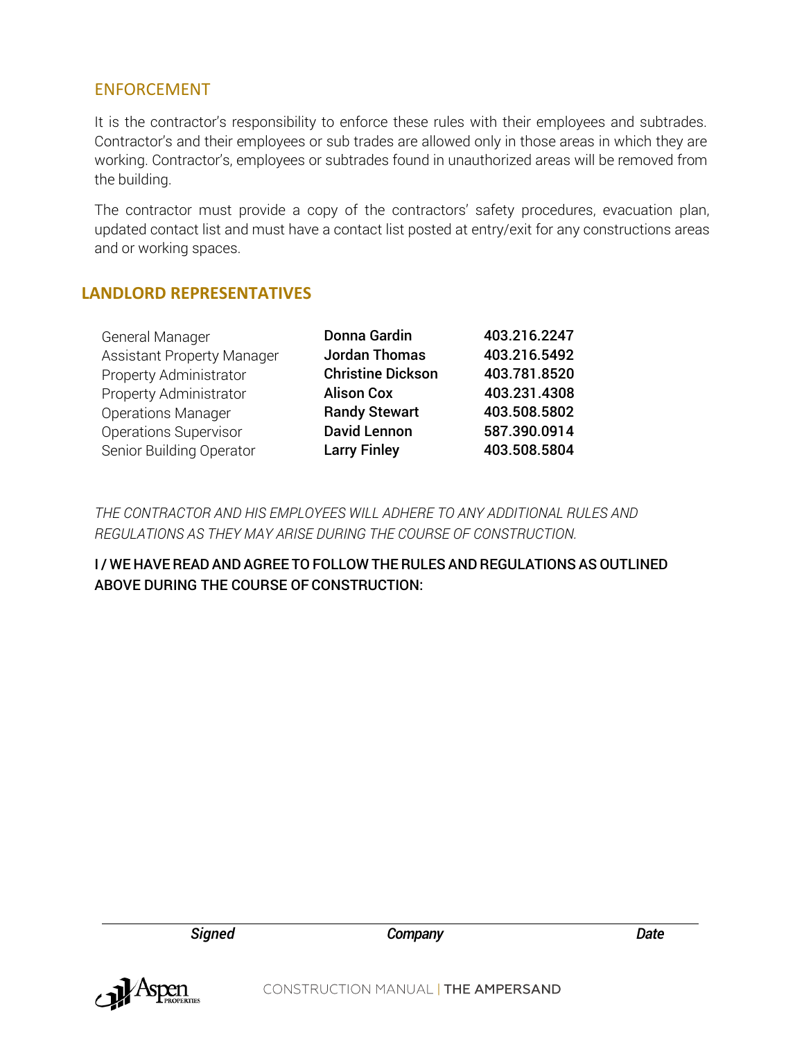## ENFORCEMENT

It is the contractor's responsibility to enforce these rules with their employees and subtrades. Contractor's and their employees or sub trades are allowed only in those areas in which they are working. Contractor's, employees or subtrades found in unauthorized areas will be removed from the building.

The contractor must provide a copy of the contractors' safety procedures, evacuation plan, updated contact list and must have a contact list posted at entry/exit for any constructions areas and or working spaces.

## LANDLORD REPRESENTATIVES

| | | |
|---|---|---|
| General Manager | **Donna Gardin** | **403.216.2247** |
| Assistant Property Manager | **Jordan Thomas** | **403.216.5492** |
| Property Administrator | **Christine Dickson** | **403.781.8520** |
| Property Administrator | **Alison Cox** | **403.231.4308** |
| Operations Manager | **Randy Stewart** | **403.508.5802** |
| Operations Supervisor | **David Lennon** | **587.390.0914** |
| Senior Building Operator | **Larry Finley** | **403.508.5804** |

*THE CONTRACTOR AND HIS EMPLOYEES WILL ADHERE TO ANY ADDITIONAL RULES AND REGULATIONS AS THEY MAY ARISE DURING THE COURSE OF CONSTRUCTION.*

**I / WE HAVE READ AND AGREE TO FOLLOW THE RULES AND REGULATIONS AS OUTLINED ABOVE DURING THE COURSE OF CONSTRUCTION:**

_______________________________________________

***Signed*** ***Company*** ***Date***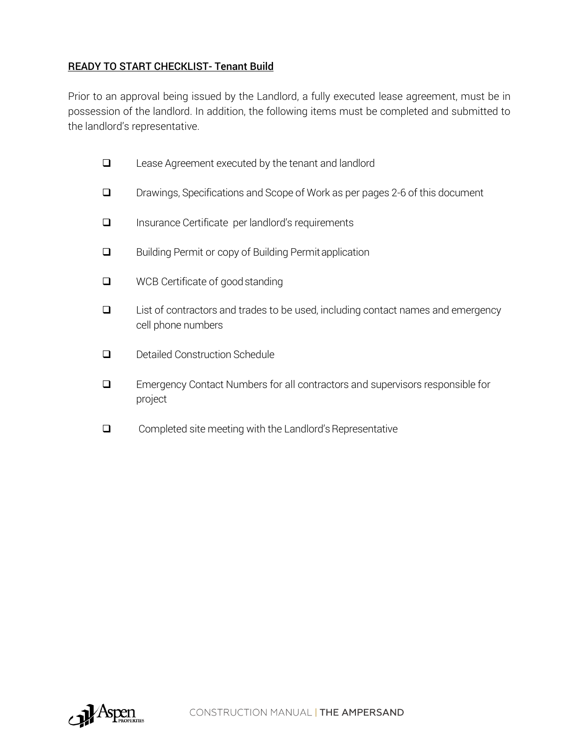## READY TO START CHECKLIST- Tenant Build

Prior to an approval being issued by the Landlord, a fully executed lease agreement, must be in possession of the landlord. In addition, the following items must be completed and submitted to the landlord's representative.

- [ ] Lease Agreement executed by the tenant and landlord
- [ ] Drawings, Specifications and Scope of Work as per pages 2-6 of this document
- [ ] Insurance Certificate per landlord's requirements
- [ ] Building Permit or copy of Building Permit application
- [ ] WCB Certificate of good standing
- [ ] List of contractors and trades to be used, including contact names and emergency cell phone numbers
- [ ] Detailed Construction Schedule
- [ ] Emergency Contact Numbers for all contractors and supervisors responsible for project
- [ ] Completed site meeting with the Landlord's Representative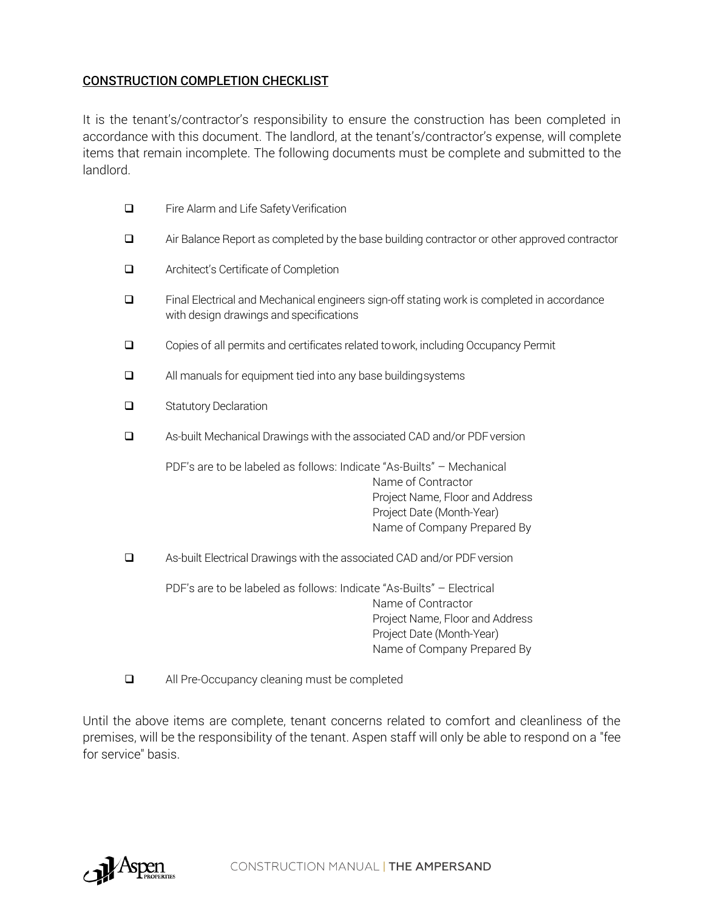## CONSTRUCTION COMPLETION CHECKLIST

It is the tenant's/contractor's responsibility to ensure the construction has been completed in accordance with this document. The landlord, at the tenant's/contractor's expense, will complete items that remain incomplete. The following documents must be complete and submitted to the landlord.

- ☐ Fire Alarm and Life Safety Verification
- ☐ Air Balance Report as completed by the base building contractor or other approved contractor
- ☐ Architect's Certificate of Completion
- ☐ Final Electrical and Mechanical engineers sign-off stating work is completed in accordance with design drawings and specifications
- ☐ Copies of all permits and certificates related to work, including Occupancy Permit
- ☐ All manuals for equipment tied into any base building systems
- ☐ Statutory Declaration
- ☐ As-built Mechanical Drawings with the associated CAD and/or PDF version

  PDF's are to be labeled as follows: Indicate "As-Builts" – Mechanical
  Name of Contractor
  Project Name, Floor and Address
  Project Date (Month-Year)
  Name of Company Prepared By

- ☐ As-built Electrical Drawings with the associated CAD and/or PDF version

  PDF's are to be labeled as follows: Indicate "As-Builts" – Electrical
  Name of Contractor
  Project Name, Floor and Address
  Project Date (Month-Year)
  Name of Company Prepared By

- ☐ All Pre-Occupancy cleaning must be completed

Until the above items are complete, tenant concerns related to comfort and cleanliness of the premises, will be the responsibility of the tenant. Aspen staff will only be able to respond on a "fee for service" basis.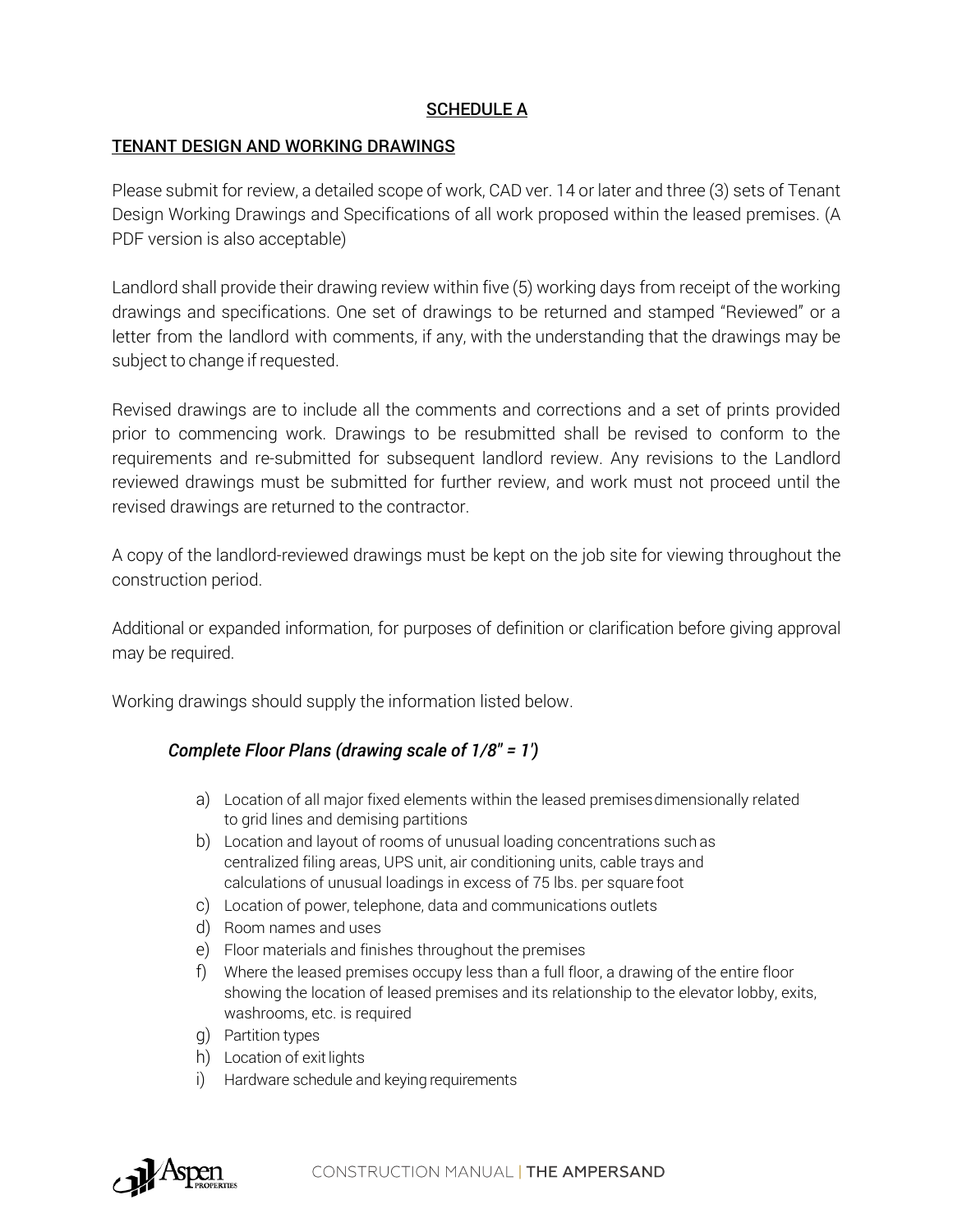## SCHEDULE A

### TENANT DESIGN AND WORKING DRAWINGS

Please submit for review, a detailed scope of work, CAD ver. 14 or later and three (3) sets of Tenant Design Working Drawings and Specifications of all work proposed within the leased premises. (A PDF version is also acceptable)

Landlord shall provide their drawing review within five (5) working days from receipt of the working drawings and specifications. One set of drawings to be returned and stamped "Reviewed" or a letter from the landlord with comments, if any, with the understanding that the drawings may be subject to change if requested.

Revised drawings are to include all the comments and corrections and a set of prints provided prior to commencing work. Drawings to be resubmitted shall be revised to conform to the requirements and re-submitted for subsequent landlord review. Any revisions to the Landlord reviewed drawings must be submitted for further review, and work must not proceed until the revised drawings are returned to the contractor.

A copy of the landlord-reviewed drawings must be kept on the job site for viewing throughout the construction period.

Additional or expanded information, for purposes of definition or clarification before giving approval may be required.

Working drawings should supply the information listed below.

#### *Complete Floor Plans (drawing scale of 1/8" = 1')*

a) Location of all major fixed elements within the leased premises dimensionally related to grid lines and demising partitions
b) Location and layout of rooms of unusual loading concentrations such as centralized filing areas, UPS unit, air conditioning units, cable trays and calculations of unusual loadings in excess of 75 lbs. per square foot
c) Location of power, telephone, data and communications outlets
d) Room names and uses
e) Floor materials and finishes throughout the premises
f) Where the leased premises occupy less than a full floor, a drawing of the entire floor showing the location of leased premises and its relationship to the elevator lobby, exits, washrooms, etc. is required
g) Partition types
h) Location of exit lights
i) Hardware schedule and keying requirements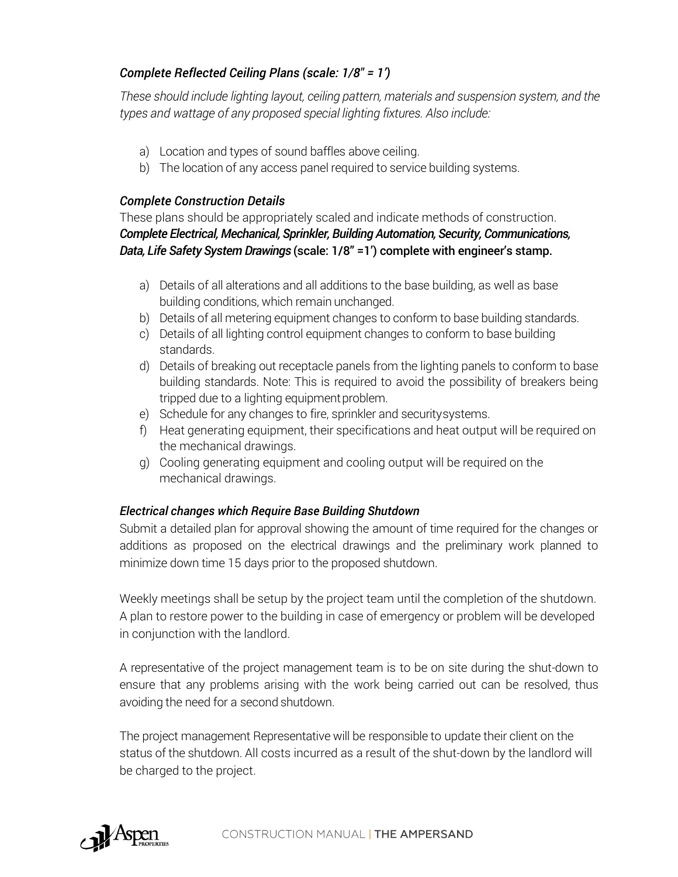### *Complete Reflected Ceiling Plans (scale: 1/8" = 1')*

*These should include lighting layout, ceiling pattern, materials and suspension system, and the types and wattage of any proposed special lighting fixtures. Also include:*

a) Location and types of sound baffles above ceiling.
b) The location of any access panel required to service building systems.

### *Complete Construction Details*

These plans should be appropriately scaled and indicate methods of construction.

***Complete Electrical, Mechanical, Sprinkler, Building Automation, Security, Communications, Data, Life Safety System Drawings*** **(scale: 1/8" =1') complete with engineer's stamp.**

a) Details of all alterations and all additions to the base building, as well as base building conditions, which remain unchanged.
b) Details of all metering equipment changes to conform to base building standards.
c) Details of all lighting control equipment changes to conform to base building standards.
d) Details of breaking out receptacle panels from the lighting panels to conform to base building standards. Note: This is required to avoid the possibility of breakers being tripped due to a lighting equipment problem.
e) Schedule for any changes to fire, sprinkler and security systems.
f) Heat generating equipment, their specifications and heat output will be required on the mechanical drawings.
g) Cooling generating equipment and cooling output will be required on the mechanical drawings.

### *Electrical changes which Require Base Building Shutdown*

Submit a detailed plan for approval showing the amount of time required for the changes or additions as proposed on the electrical drawings and the preliminary work planned to minimize down time 15 days prior to the proposed shutdown.

Weekly meetings shall be setup by the project team until the completion of the shutdown. A plan to restore power to the building in case of emergency or problem will be developed in conjunction with the landlord.

A representative of the project management team is to be on site during the shut-down to ensure that any problems arising with the work being carried out can be resolved, thus avoiding the need for a second shutdown.

The project management Representative will be responsible to update their client on the status of the shutdown. All costs incurred as a result of the shut-down by the landlord will be charged to the project.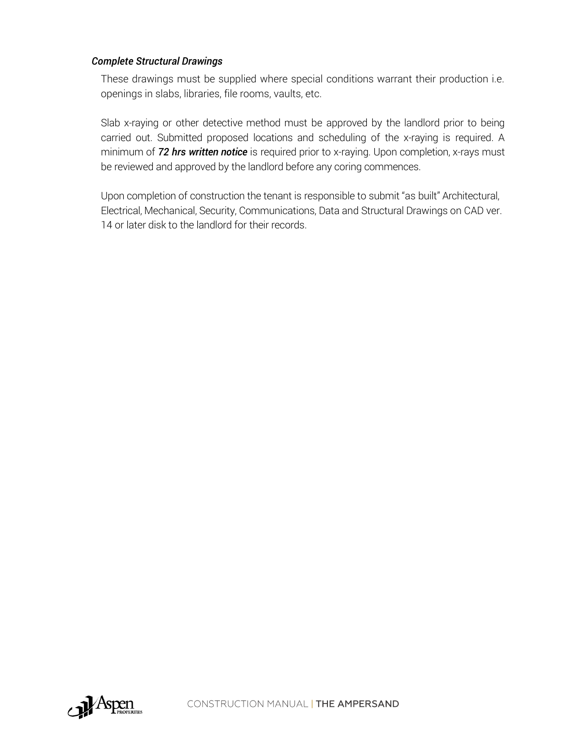*Complete Structural Drawings*

These drawings must be supplied where special conditions warrant their production i.e. openings in slabs, libraries, file rooms, vaults, etc.

Slab x-raying or other detective method must be approved by the landlord prior to being carried out. Submitted proposed locations and scheduling of the x-raying is required. A minimum of ***72 hrs written notice*** is required prior to x-raying. Upon completion, x-rays must be reviewed and approved by the landlord before any coring commences.

Upon completion of construction the tenant is responsible to submit "as built" Architectural, Electrical, Mechanical, Security, Communications, Data and Structural Drawings on CAD ver. 14 or later disk to the landlord for their records.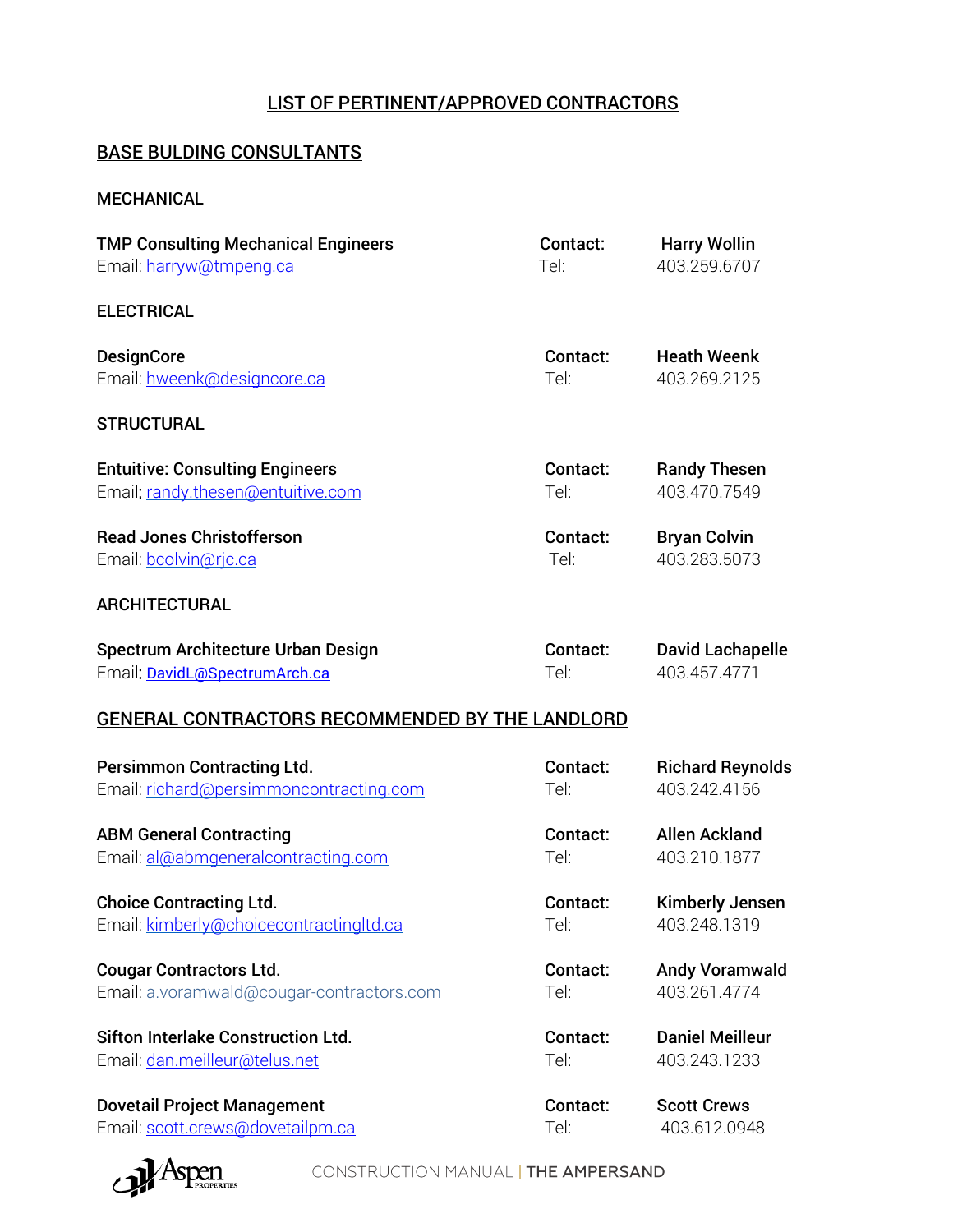# LIST OF PERTINENT/APPROVED CONTRACTORS

## BASE BULDING CONSULTANTS

### MECHANICAL

**TMP Consulting Mechanical Engineers** — **Contact:** **Harry Wollin**
Email: harryw@tmpeng.ca — Tel: 403.259.6707

### ELECTRICAL

**DesignCore** — **Contact:** **Heath Weenk**
Email: hweenk@designcore.ca — Tel: 403.269.2125

### STRUCTURAL

**Entuitive: Consulting Engineers** — **Contact:** **Randy Thesen**
Email: randy.thesen@entuitive.com — Tel: 403.470.7549

**Read Jones Christofferson** — **Contact:** **Bryan Colvin**
Email: bcolvin@rjc.ca — Tel: 403.283.5073

### ARCHITECTURAL

**Spectrum Architecture Urban Design** — **Contact:** **David Lachapelle**
Email: DavidL@SpectrumArch.ca — Tel: 403.457.4771

## GENERAL CONTRACTORS RECOMMENDED BY THE LANDLORD

**Persimmon Contracting Ltd.** — **Contact:** **Richard Reynolds**
Email: richard@persimmoncontracting.com — Tel: 403.242.4156

**ABM General Contracting** — **Contact:** **Allen Ackland**
Email: al@abmgeneralcontracting.com — Tel: 403.210.1877

**Choice Contracting Ltd.** — **Contact:** **Kimberly Jensen**
Email: kimberly@choicecontractingltd.ca — Tel: 403.248.1319

**Cougar Contractors Ltd.** — **Contact:** **Andy Voramwald**
Email: a.voramwald@cougar-contractors.com — Tel: 403.261.4774

**Sifton Interlake Construction Ltd.** — **Contact:** **Daniel Meilleur**
Email: dan.meilleur@telus.net — Tel: 403.243.1233

**Dovetail Project Management** — **Contact:** **Scott Crews**
Email: scott.crews@dovetailpm.ca — Tel: 403.612.0948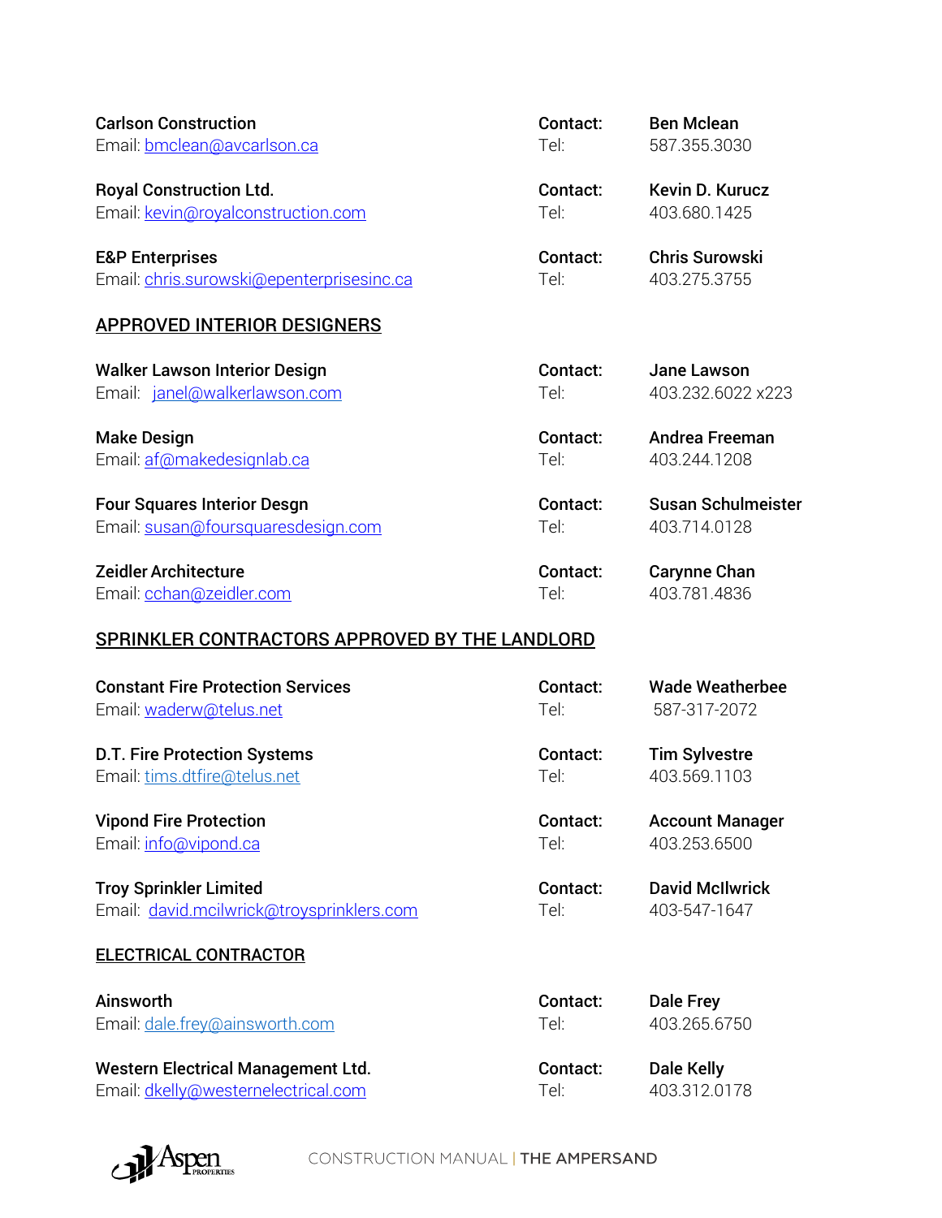**Carlson Construction** | **Contact:** **Ben Mclean**
Email: bmclean@avcarlson.ca | Tel: 587.355.3030

**Royal Construction Ltd.** | **Contact:** **Kevin D. Kurucz**
Email: kevin@royalconstruction.com | Tel: 403.680.1425

**E&P Enterprises** | **Contact:** **Chris Surowski**
Email: chris.surowski@epenterprisesinc.ca | Tel: 403.275.3755

## APPROVED INTERIOR DESIGNERS

**Walker Lawson Interior Design** | **Contact:** **Jane Lawson**
Email: janel@walkerlawson.com | Tel: 403.232.6022 x223

**Make Design** | **Contact:** **Andrea Freeman**
Email: af@makedesignlab.ca | Tel: 403.244.1208

**Four Squares Interior Desgn** | **Contact:** **Susan Schulmeister**
Email: susan@foursquaresdesign.com | Tel: 403.714.0128

**Zeidler Architecture** | **Contact:** **Carynne Chan**
Email: cchan@zeidler.com | Tel: 403.781.4836

## SPRINKLER CONTRACTORS APPROVED BY THE LANDLORD

**Constant Fire Protection Services** | **Contact:** **Wade Weatherbee**
Email: waderw@telus.net | Tel: 587-317-2072

**D.T. Fire Protection Systems** | **Contact:** **Tim Sylvestre**
Email: tims.dtfire@telus.net | Tel: 403.569.1103

**Vipond Fire Protection** | **Contact:** **Account Manager**
Email: info@vipond.ca | Tel: 403.253.6500

**Troy Sprinkler Limited** | **Contact:** **David McIlwrick**
Email: david.mcilwrick@troysprinklers.com | Tel: 403-547-1647

## ELECTRICAL CONTRACTOR

**Ainsworth** | **Contact:** **Dale Frey**
Email: dale.frey@ainsworth.com | Tel: 403.265.6750

**Western Electrical Management Ltd.** | **Contact:** **Dale Kelly**
Email: dkelly@westernelectrical.com | Tel: 403.312.0178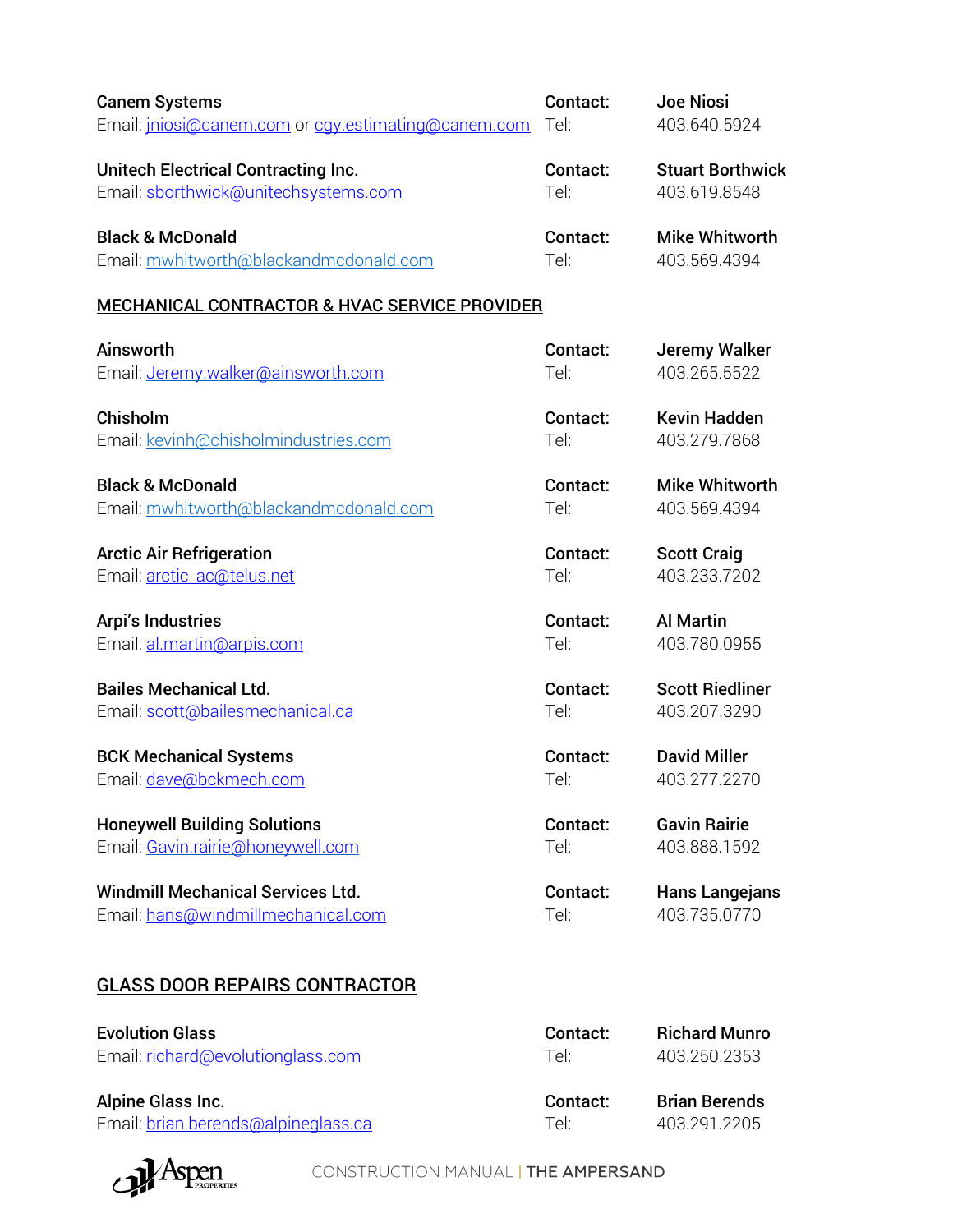**Canem Systems** | **Contact:** | **Joe Niosi**
Email: jniosi@canem.com or cgy.estimating@canem.com | Tel: | 403.640.5924

**Unitech Electrical Contracting Inc.** | **Contact:** | **Stuart Borthwick**
Email: sborthwick@unitechsystems.com | Tel: | 403.619.8548

**Black & McDonald** | **Contact:** | **Mike Whitworth**
Email: mwhitworth@blackandmcdonald.com | Tel: | 403.569.4394

## MECHANICAL CONTRACTOR & HVAC SERVICE PROVIDER

**Ainsworth** | **Contact:** | **Jeremy Walker**
Email: Jeremy.walker@ainsworth.com | Tel: | 403.265.5522

**Chisholm** | **Contact:** | **Kevin Hadden**
Email: kevinh@chisholmindustries.com | Tel: | 403.279.7868

**Black & McDonald** | **Contact:** | **Mike Whitworth**
Email: mwhitworth@blackandmcdonald.com | Tel: | 403.569.4394

**Arctic Air Refrigeration** | **Contact:** | **Scott Craig**
Email: arctic_ac@telus.net | Tel: | 403.233.7202

**Arpi's Industries** | **Contact:** | **Al Martin**
Email: al.martin@arpis.com | Tel: | 403.780.0955

**Bailes Mechanical Ltd.** | **Contact:** | **Scott Riedliner**
Email: scott@bailesmechanical.ca | Tel: | 403.207.3290

**BCK Mechanical Systems** | **Contact:** | **David Miller**
Email: dave@bckmech.com | Tel: | 403.277.2270

**Honeywell Building Solutions** | **Contact:** | **Gavin Rairie**
Email: Gavin.rairie@honeywell.com | Tel: | 403.888.1592

**Windmill Mechanical Services Ltd.** | **Contact:** | **Hans Langejans**
Email: hans@windmillmechanical.com | Tel: | 403.735.0770

## GLASS DOOR REPAIRS CONTRACTOR

**Evolution Glass** | **Contact:** | **Richard Munro**
Email: richard@evolutionglass.com | Tel: | 403.250.2353

**Alpine Glass Inc.** | **Contact:** | **Brian Berends**
Email: brian.berends@alpineglass.ca | Tel: | 403.291.2205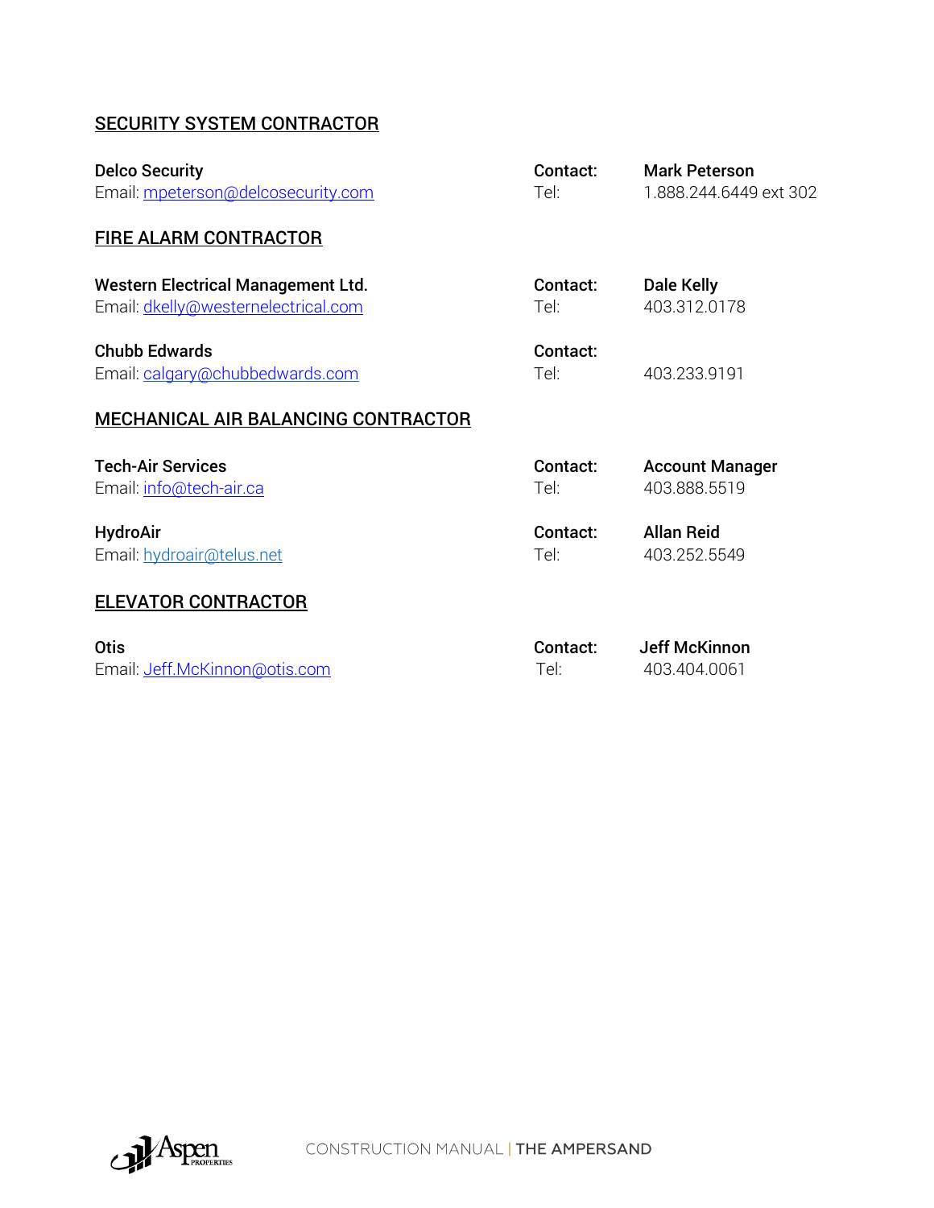## SECURITY SYSTEM CONTRACTOR

| | | |
|---|---|---|
| **Delco Security** | **Contact:** | **Mark Peterson** |
| Email: mpeterson@delcosecurity.com | Tel: | 1.888.244.6449 ext 302 |

## FIRE ALARM CONTRACTOR

| | | |
|---|---|---|
| **Western Electrical Management Ltd.** | **Contact:** | **Dale Kelly** |
| Email: dkelly@westernelectrical.com | Tel: | 403.312.0178 |
| **Chubb Edwards** | **Contact:** | |
| Email: calgary@chubbedwards.com | Tel: | 403.233.9191 |

## MECHANICAL AIR BALANCING CONTRACTOR

| | | |
|---|---|---|
| **Tech-Air Services** | **Contact:** | **Account Manager** |
| Email: info@tech-air.ca | Tel: | 403.888.5519 |
| **HydroAir** | **Contact:** | **Allan Reid** |
| Email: hydroair@telus.net | Tel: | 403.252.5549 |

## ELEVATOR CONTRACTOR

| | | |
|---|---|---|
| **Otis** | **Contact:** | **Jeff McKinnon** |
| Email: Jeff.McKinnon@otis.com | Tel: | 403.404.0061 |